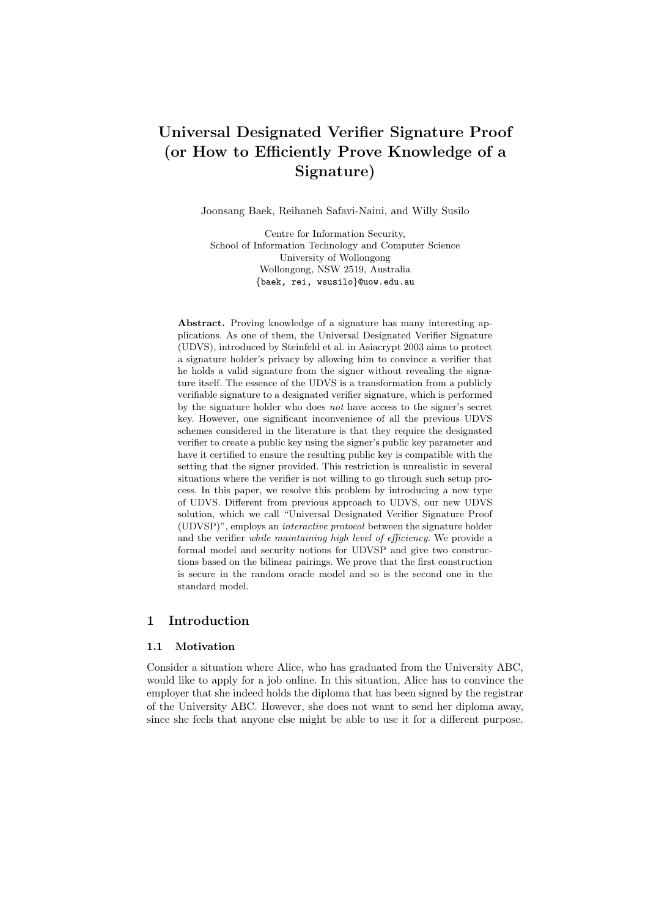# Universal Designated Verifier Signature Proof (or How to Efficiently Prove Knowledge of a Signature)

Joonsang Baek, Reihaneh Safavi-Naini, and Willy Susilo

Centre for Information Security,
School of Information Technology and Computer Science
University of Wollongong
Wollongong, NSW 2519, Australia
{baek, rei, wsusilo}@uow.edu.au

**Abstract.** Proving knowledge of a signature has many interesting applications. As one of them, the Universal Designated Verifier Signature (UDVS), introduced by Steinfeld et al. in Asiacrypt 2003 aims to protect a signature holder's privacy by allowing him to convince a verifier that he holds a valid signature from the signer without revealing the signature itself. The essence of the UDVS is a transformation from a publicly verifiable signature to a designated verifier signature, which is performed by the signature holder who does *not* have access to the signer's secret key. However, one significant inconvenience of all the previous UDVS schemes considered in the literature is that they require the designated verifier to create a public key using the signer's public key parameter and have it certified to ensure the resulting public key is compatible with the setting that the signer provided. This restriction is unrealistic in several situations where the verifier is not willing to go through such setup process. In this paper, we resolve this problem by introducing a new type of UDVS. Different from previous approach to UDVS, our new UDVS solution, which we call "Universal Designated Verifier Signature Proof (UDVSP)", employs an *interactive protocol* between the signature holder and the verifier *while maintaining high level of efficiency*. We provide a formal model and security notions for UDVSP and give two constructions based on the bilinear pairings. We prove that the first construction is secure in the random oracle model and so is the second one in the standard model.

## 1 Introduction

### 1.1 Motivation

Consider a situation where Alice, who has graduated from the University ABC, would like to apply for a job online. In this situation, Alice has to convince the employer that she indeed holds the diploma that has been signed by the registrar of the University ABC. However, she does not want to send her diploma away, since she feels that anyone else might be able to use it for a different purpose.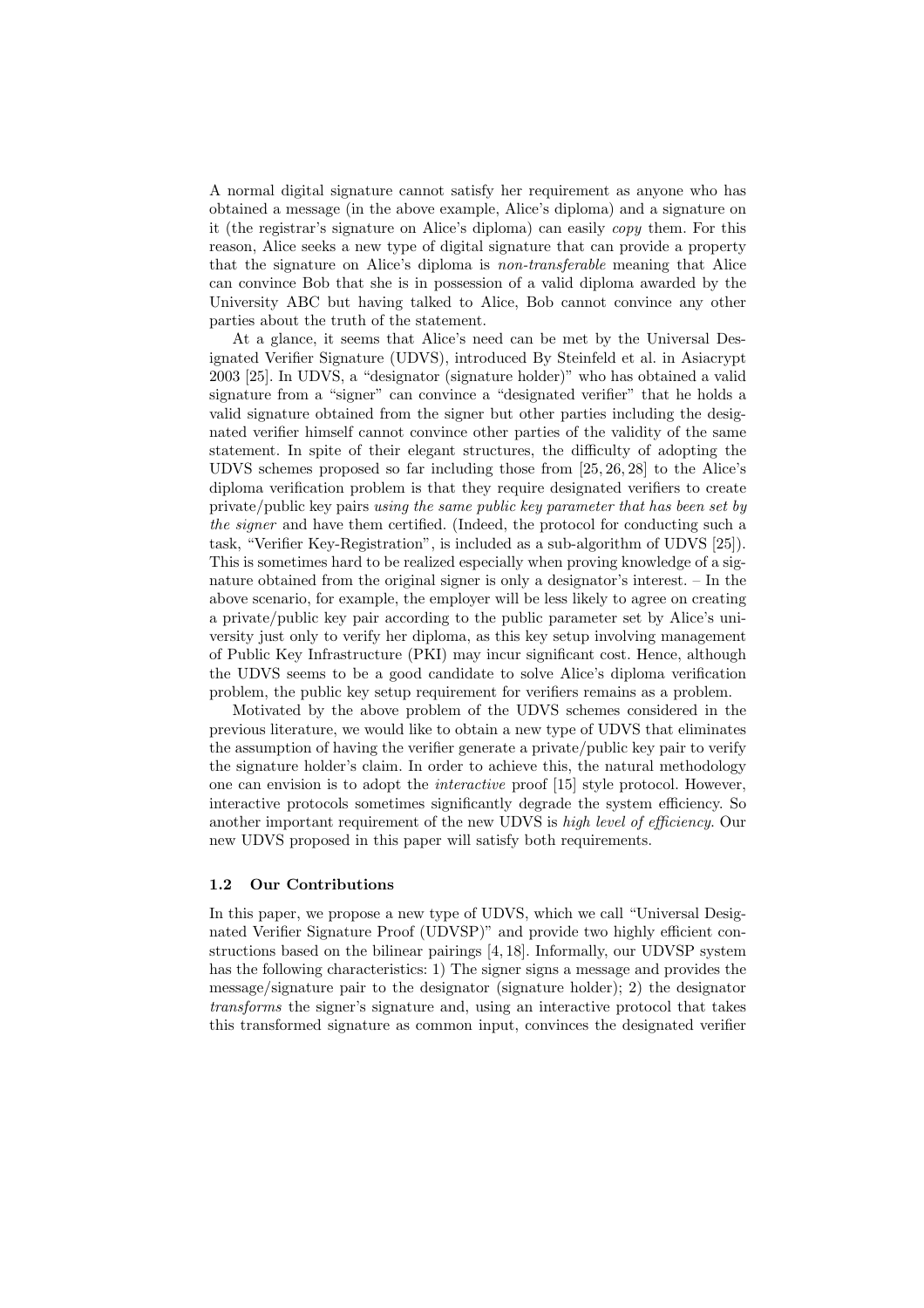A normal digital signature cannot satisfy her requirement as anyone who has obtained a message (in the above example, Alice's diploma) and a signature on it (the registrar's signature on Alice's diploma) can easily *copy* them. For this reason, Alice seeks a new type of digital signature that can provide a property that the signature on Alice's diploma is *non-transferable* meaning that Alice can convince Bob that she is in possession of a valid diploma awarded by the University ABC but having talked to Alice, Bob cannot convince any other parties about the truth of the statement.

At a glance, it seems that Alice's need can be met by the Universal Designated Verifier Signature (UDVS), introduced By Steinfeld et al. in Asiacrypt 2003 [25]. In UDVS, a "designator (signature holder)" who has obtained a valid signature from a "signer" can convince a "designated verifier" that he holds a valid signature obtained from the signer but other parties including the designated verifier himself cannot convince other parties of the validity of the same statement. In spite of their elegant structures, the difficulty of adopting the UDVS schemes proposed so far including those from [25, 26, 28] to the Alice's diploma verification problem is that they require designated verifiers to create private/public key pairs *using the same public key parameter that has been set by the signer* and have them certified. (Indeed, the protocol for conducting such a task, "Verifier Key-Registration", is included as a sub-algorithm of UDVS [25]). This is sometimes hard to be realized especially when proving knowledge of a signature obtained from the original signer is only a designator's interest. – In the above scenario, for example, the employer will be less likely to agree on creating a private/public key pair according to the public parameter set by Alice's university just only to verify her diploma, as this key setup involving management of Public Key Infrastructure (PKI) may incur significant cost. Hence, although the UDVS seems to be a good candidate to solve Alice's diploma verification problem, the public key setup requirement for verifiers remains as a problem.

Motivated by the above problem of the UDVS schemes considered in the previous literature, we would like to obtain a new type of UDVS that eliminates the assumption of having the verifier generate a private/public key pair to verify the signature holder's claim. In order to achieve this, the natural methodology one can envision is to adopt the *interactive* proof [15] style protocol. However, interactive protocols sometimes significantly degrade the system efficiency. So another important requirement of the new UDVS is *high level of efficiency*. Our new UDVS proposed in this paper will satisfy both requirements.

### 1.2 Our Contributions

In this paper, we propose a new type of UDVS, which we call "Universal Designated Verifier Signature Proof (UDVSP)" and provide two highly efficient constructions based on the bilinear pairings [4, 18]. Informally, our UDVSP system has the following characteristics: 1) The signer signs a message and provides the message/signature pair to the designator (signature holder); 2) the designator *transforms* the signer's signature and, using an interactive protocol that takes this transformed signature as common input, convinces the designated verifier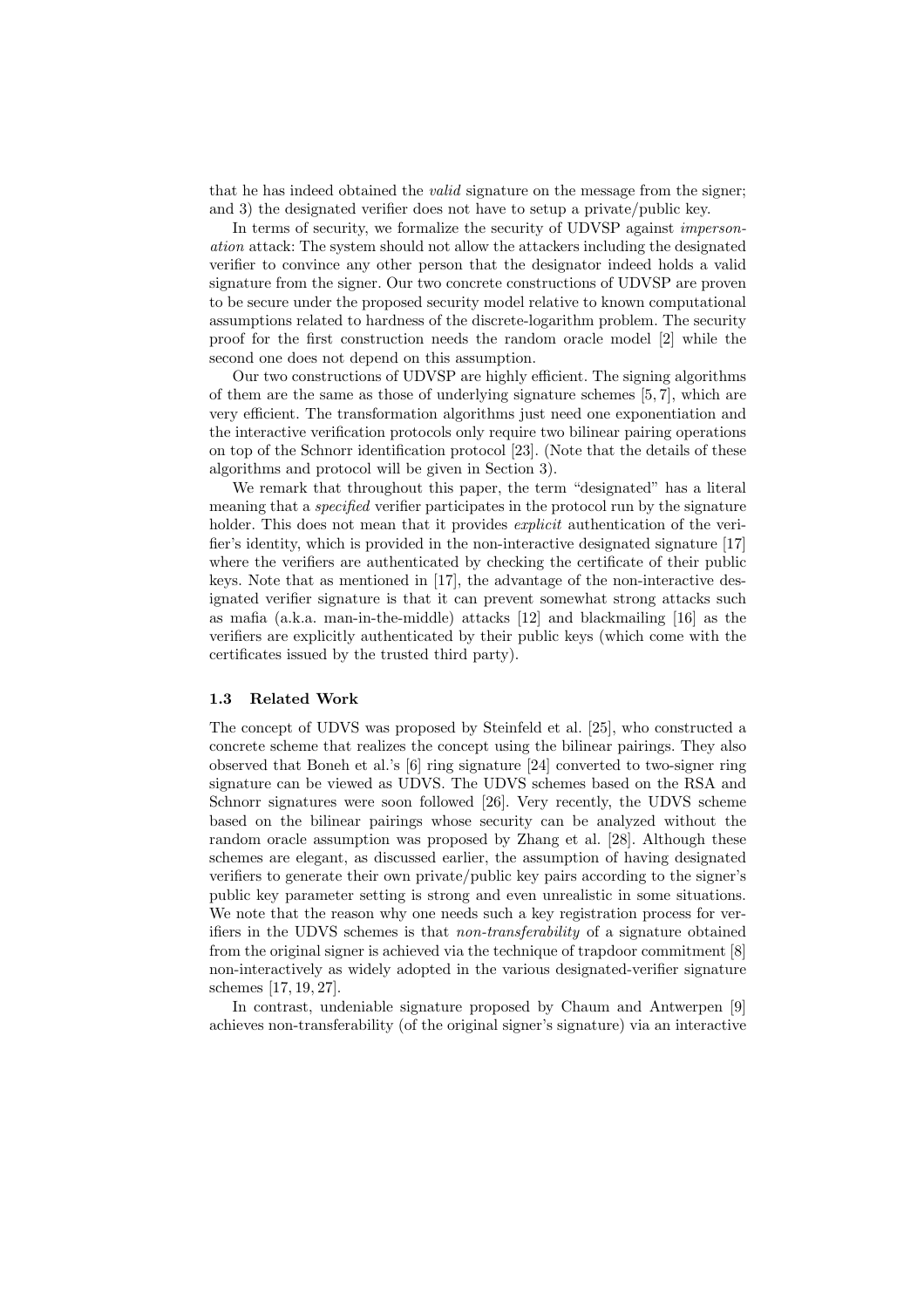that he has indeed obtained the *valid* signature on the message from the signer; and 3) the designated verifier does not have to setup a private/public key.

In terms of security, we formalize the security of UDVSP against *impersonation* attack: The system should not allow the attackers including the designated verifier to convince any other person that the designator indeed holds a valid signature from the signer. Our two concrete constructions of UDVSP are proven to be secure under the proposed security model relative to known computational assumptions related to hardness of the discrete-logarithm problem. The security proof for the first construction needs the random oracle model [2] while the second one does not depend on this assumption.

Our two constructions of UDVSP are highly efficient. The signing algorithms of them are the same as those of underlying signature schemes [5, 7], which are very efficient. The transformation algorithms just need one exponentiation and the interactive verification protocols only require two bilinear pairing operations on top of the Schnorr identification protocol [23]. (Note that the details of these algorithms and protocol will be given in Section 3).

We remark that throughout this paper, the term "designated" has a literal meaning that a *specified* verifier participates in the protocol run by the signature holder. This does not mean that it provides *explicit* authentication of the verifier's identity, which is provided in the non-interactive designated signature [17] where the verifiers are authenticated by checking the certificate of their public keys. Note that as mentioned in [17], the advantage of the non-interactive designated verifier signature is that it can prevent somewhat strong attacks such as mafia (a.k.a. man-in-the-middle) attacks [12] and blackmailing [16] as the verifiers are explicitly authenticated by their public keys (which come with the certificates issued by the trusted third party).

### 1.3 Related Work

The concept of UDVS was proposed by Steinfeld et al. [25], who constructed a concrete scheme that realizes the concept using the bilinear pairings. They also observed that Boneh et al.'s [6] ring signature [24] converted to two-signer ring signature can be viewed as UDVS. The UDVS schemes based on the RSA and Schnorr signatures were soon followed [26]. Very recently, the UDVS scheme based on the bilinear pairings whose security can be analyzed without the random oracle assumption was proposed by Zhang et al. [28]. Although these schemes are elegant, as discussed earlier, the assumption of having designated verifiers to generate their own private/public key pairs according to the signer's public key parameter setting is strong and even unrealistic in some situations. We note that the reason why one needs such a key registration process for verifiers in the UDVS schemes is that *non-transferability* of a signature obtained from the original signer is achieved via the technique of trapdoor commitment [8] non-interactively as widely adopted in the various designated-verifier signature schemes [17, 19, 27].

In contrast, undeniable signature proposed by Chaum and Antwerpen [9] achieves non-transferability (of the original signer's signature) via an interactive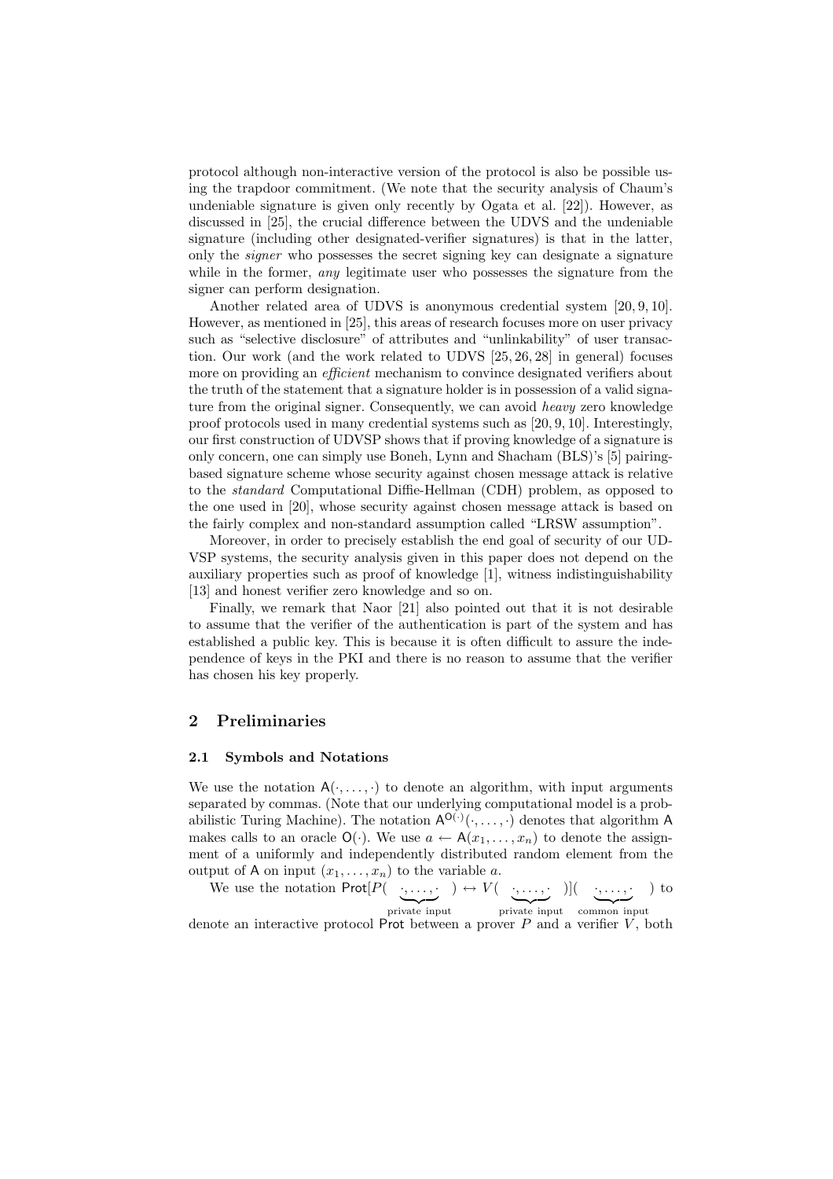protocol although non-interactive version of the protocol is also be possible using the trapdoor commitment. (We note that the security analysis of Chaum's undeniable signature is given only recently by Ogata et al. [22]). However, as discussed in [25], the crucial difference between the UDVS and the undeniable signature (including other designated-verifier signatures) is that in the latter, only the *signer* who possesses the secret signing key can designate a signature while in the former, *any* legitimate user who possesses the signature from the signer can perform designation.

Another related area of UDVS is anonymous credential system [20, 9, 10]. However, as mentioned in [25], this areas of research focuses more on user privacy such as "selective disclosure" of attributes and "unlinkability" of user transaction. Our work (and the work related to UDVS [25, 26, 28] in general) focuses more on providing an *efficient* mechanism to convince designated verifiers about the truth of the statement that a signature holder is in possession of a valid signature from the original signer. Consequently, we can avoid *heavy* zero knowledge proof protocols used in many credential systems such as [20, 9, 10]. Interestingly, our first construction of UDVSP shows that if proving knowledge of a signature is only concern, one can simply use Boneh, Lynn and Shacham (BLS)'s [5] pairing-based signature scheme whose security against chosen message attack is relative to the *standard* Computational Diffie-Hellman (CDH) problem, as opposed to the one used in [20], whose security against chosen message attack is based on the fairly complex and non-standard assumption called "LRSW assumption".

Moreover, in order to precisely establish the end goal of security of our UDVSP systems, the security analysis given in this paper does not depend on the auxiliary properties such as proof of knowledge [1], witness indistinguishability [13] and honest verifier zero knowledge and so on.

Finally, we remark that Naor [21] also pointed out that it is not desirable to assume that the verifier of the authentication is part of the system and has established a public key. This is because it is often difficult to assure the independence of keys in the PKI and there is no reason to assume that the verifier has chosen his key properly.

## 2 Preliminaries

### 2.1 Symbols and Notations

We use the notation $\mathsf{A}(\cdot, \ldots, \cdot)$ to denote an algorithm, with input arguments separated by commas. (Note that our underlying computational model is a probabilistic Turing Machine). The notation $\mathsf{A}^{\mathsf{O}(\cdot)}(\cdot, \ldots, \cdot)$ denotes that algorithm $\mathsf{A}$ makes calls to an oracle $\mathsf{O}(\cdot)$. We use $a \leftarrow \mathsf{A}(x_1, \ldots, x_n)$ to denote the assignment of a uniformly and independently distributed random element from the output of $\mathsf{A}$ on input $(x_1, \ldots, x_n)$ to the variable $a$.

We use the notation $\mathsf{Prot}[P(\underbrace{\cdot, \ldots, \cdot}_{\text{private input}}) \leftrightarrow V(\underbrace{\cdot, \ldots, \cdot}_{\text{private input}})](\underbrace{\cdot, \ldots, \cdot}_{\text{common input}})$ to denote an interactive protocol $\mathsf{Prot}$ between a prover $P$ and a verifier $V$, both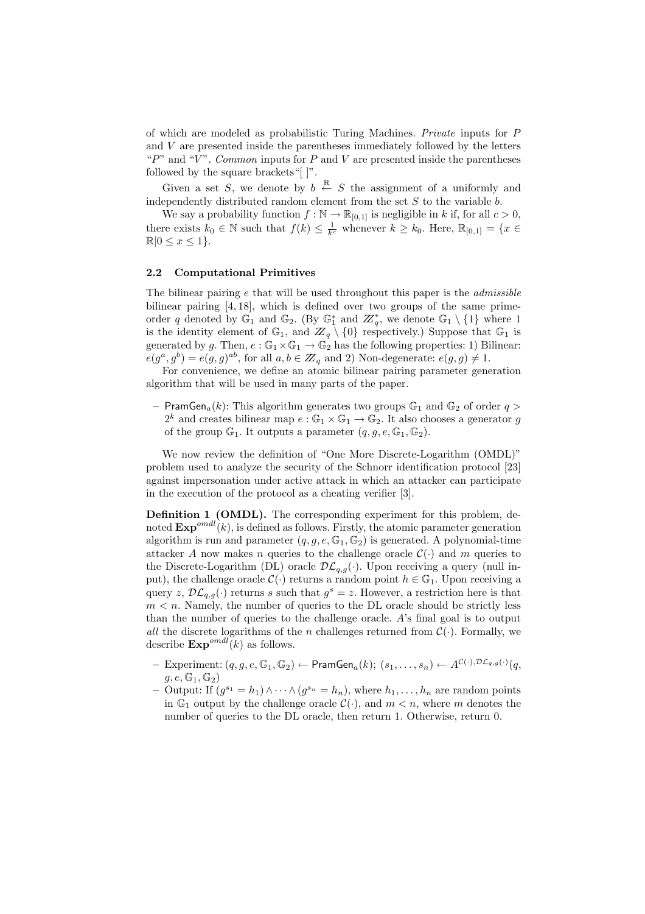of which are modeled as probabilistic Turing Machines. *Private* inputs for $P$ and $V$ are presented inside the parentheses immediately followed by the letters "$P$" and "$V$". *Common* inputs for $P$ and $V$ are presented inside the parentheses followed by the square brackets"[ ]".

Given a set $S$, we denote by $b \stackrel{\mathrm{R}}{\leftarrow} S$ the assignment of a uniformly and independently distributed random element from the set $S$ to the variable $b$.

We say a probability function $f : \mathbb{N} \rightarrow \mathbb{R}_{[0,1]}$ is negligible in $k$ if, for all $c > 0$, there exists $k_0 \in \mathbb{N}$ such that $f(k) \leq \frac{1}{k^c}$ whenever $k \geq k_0$. Here, $\mathbb{R}_{[0,1]} = \{x \in \mathbb{R} | 0 \leq x \leq 1\}$.

### 2.2 Computational Primitives

The bilinear pairing $e$ that will be used throughout this paper is the *admissible* bilinear pairing [4, 18], which is defined over two groups of the same prime-order $q$ denoted by $\mathbb{G}_1$ and $\mathbb{G}_2$. (By $\mathbb{G}_1^*$ and $\mathbb{Z}_q^*$, we denote $\mathbb{G}_1 \setminus \{1\}$ where 1 is the identity element of $\mathbb{G}_1$, and $\mathbb{Z}_q \setminus \{0\}$ respectively.) Suppose that $\mathbb{G}_1$ is generated by $g$. Then, $e : \mathbb{G}_1 \times \mathbb{G}_1 \rightarrow \mathbb{G}_2$ has the following properties: 1) Bilinear: $e(g^a, g^b) = e(g, g)^{ab}$, for all $a, b \in \mathbb{Z}_q$ and 2) Non-degenerate: $e(g, g) \neq 1$.

For convenience, we define an atomic bilinear pairing parameter generation algorithm that will be used in many parts of the paper.

– $\mathsf{PramGen}_a(k)$: This algorithm generates two groups $\mathbb{G}_1$ and $\mathbb{G}_2$ of order $q > 2^k$ and creates bilinear map $e : \mathbb{G}_1 \times \mathbb{G}_1 \rightarrow \mathbb{G}_2$. It also chooses a generator $g$ of the group $\mathbb{G}_1$. It outputs a parameter $(q, g, e, \mathbb{G}_1, \mathbb{G}_2)$.

We now review the definition of "One More Discrete-Logarithm (OMDL)" problem used to analyze the security of the Schnorr identification protocol [23] against impersonation under active attack in which an attacker can participate in the execution of the protocol as a cheating verifier [3].

**Definition 1 (OMDL).** The corresponding experiment for this problem, denoted $\mathbf{Exp}^{omdl}(k)$, is defined as follows. Firstly, the atomic parameter generation algorithm is run and parameter $(q, g, e, \mathbb{G}_1, \mathbb{G}_2)$ is generated. A polynomial-time attacker $A$ now makes $n$ queries to the challenge oracle $\mathcal{C}(\cdot)$ and $m$ queries to the Discrete-Logarithm (DL) oracle $\mathcal{DL}_{q,g}(\cdot)$. Upon receiving a query (null input), the challenge oracle $\mathcal{C}(\cdot)$ returns a random point $h \in \mathbb{G}_1$. Upon receiving a query $z$, $\mathcal{DL}_{q,g}(\cdot)$ returns $s$ such that $g^s = z$. However, a restriction here is that $m < n$. Namely, the number of queries to the DL oracle should be strictly less than the number of queries to the challenge oracle. $A$'s final goal is to output *all* the discrete logarithms of the $n$ challenges returned from $\mathcal{C}(\cdot)$. Formally, we describe $\mathbf{Exp}^{omdl}(k)$ as follows.

– Experiment: $(q, g, e, \mathbb{G}_1, \mathbb{G}_2) \leftarrow \mathsf{PramGen}_a(k)$; $(s_1, \ldots, s_n) \leftarrow A^{\mathcal{C}(\cdot), \mathcal{DL}_{q,g}(\cdot)}(q, g, e, \mathbb{G}_1, \mathbb{G}_2)$
– Output: If $(g^{s_1} = h_1) \wedge \cdots \wedge (g^{s_n} = h_n)$, where $h_1, \ldots, h_n$ are random points in $\mathbb{G}_1$ output by the challenge oracle $\mathcal{C}(\cdot)$, and $m < n$, where $m$ denotes the number of queries to the DL oracle, then return 1. Otherwise, return 0.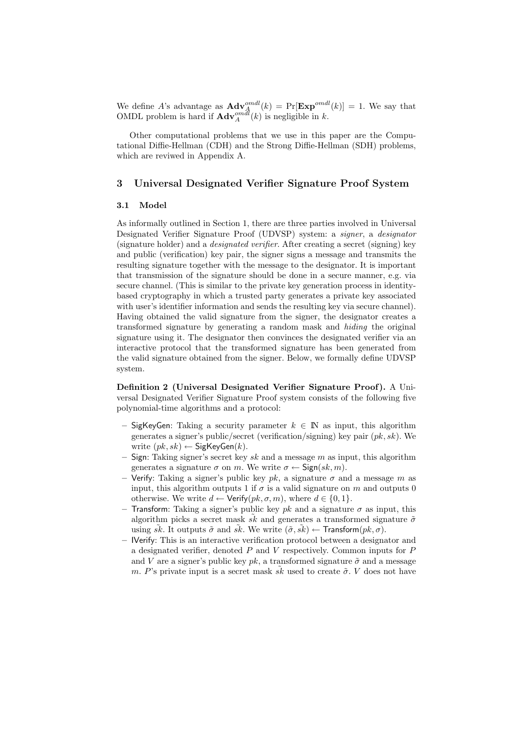We define $A$'s advantage as $\mathbf{Adv}_A^{omdl}(k) = \Pr[\mathbf{Exp}^{omdl}(k)] = 1$. We say that OMDL problem is hard if $\mathbf{Adv}_A^{omdl}(k)$ is negligible in $k$.

Other computational problems that we use in this paper are the Computational Diffie-Hellman (CDH) and the Strong Diffie-Hellman (SDH) problems, which are reviwed in Appendix A.

## 3 Universal Designated Verifier Signature Proof System

### 3.1 Model

As informally outlined in Section 1, there are three parties involved in Universal Designated Verifier Signature Proof (UDVSP) system: a *signer*, a *designator* (signature holder) and a *designated verifier*. After creating a secret (signing) key and public (verification) key pair, the signer signs a message and transmits the resulting signature together with the message to the designator. It is important that transmission of the signature should be done in a secure manner, e.g. via secure channel. (This is similar to the private key generation process in identity-based cryptography in which a trusted party generates a private key associated with user's identifier information and sends the resulting key via secure channel). Having obtained the valid signature from the signer, the designator creates a transformed signature by generating a random mask and *hiding* the original signature using it. The designator then convinces the designated verifier via an interactive protocol that the transformed signature has been generated from the valid signature obtained from the signer. Below, we formally define UDVSP system.

**Definition 2 (Universal Designated Verifier Signature Proof).** A Universal Designated Verifier Signature Proof system consists of the following five polynomial-time algorithms and a protocol:

- SigKeyGen: Taking a security parameter $k \in \mathbb{N}$ as input, this algorithm generates a signer's public/secret (verification/signing) key pair $(pk, sk)$. We write $(pk, sk) \leftarrow \mathsf{SigKeyGen}(k)$.
- Sign: Taking signer's secret key $sk$ and a message $m$ as input, this algorithm generates a signature $\sigma$ on $m$. We write $\sigma \leftarrow \mathsf{Sign}(sk, m)$.
- Verify: Taking a signer's public key $pk$, a signature $\sigma$ and a message $m$ as input, this algorithm outputs 1 if $\sigma$ is a valid signature on $m$ and outputs 0 otherwise. We write $d \leftarrow \mathsf{Verify}(pk, \sigma, m)$, where $d \in \{0, 1\}$.
- Transform: Taking a signer's public key $pk$ and a signature $\sigma$ as input, this algorithm picks a secret mask $\tilde{sk}$ and generates a transformed signature $\tilde{\sigma}$ using $\tilde{sk}$. It outputs $\tilde{\sigma}$ and $\tilde{sk}$. We write $(\tilde{\sigma}, \tilde{sk}) \leftarrow \mathsf{Transform}(pk, \sigma)$.
- IVerify: This is an interactive verification protocol between a designator and a designated verifier, denoted $P$ and $V$ respectively. Common inputs for $P$ and $V$ are a signer's public key $pk$, a transformed signature $\tilde{\sigma}$ and a message $m$. $P$'s private input is a secret mask $\tilde{sk}$ used to create $\tilde{\sigma}$. $V$ does not have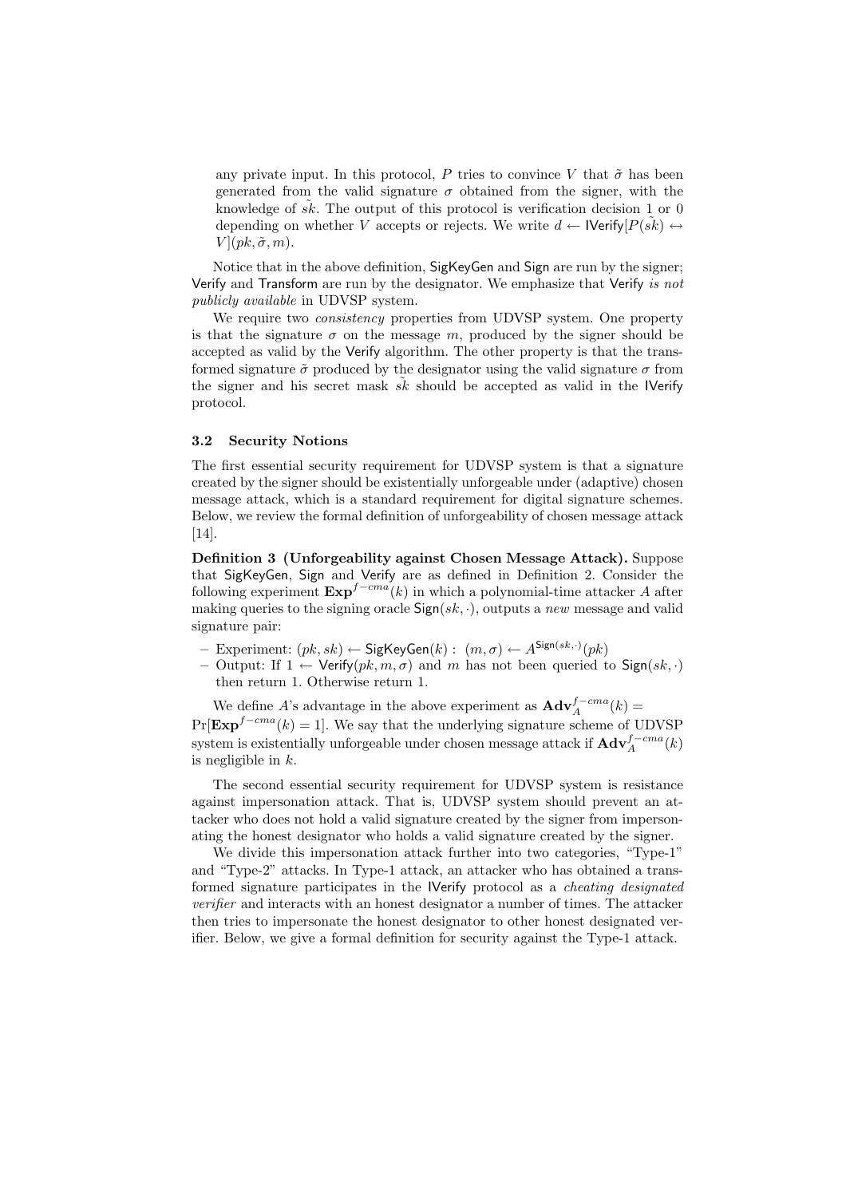any private input. In this protocol, $P$ tries to convince $V$ that $\tilde{\sigma}$ has been generated from the valid signature $\sigma$ obtained from the signer, with the knowledge of $\tilde{sk}$. The output of this protocol is verification decision 1 or 0 depending on whether $V$ accepts or rejects. We write $d \leftarrow \mathsf{IVerify}[P(\tilde{sk}) \leftrightarrow V](pk, \tilde{\sigma}, m)$.

Notice that in the above definition, SigKeyGen and Sign are run by the signer; Verify and Transform are run by the designator. We emphasize that Verify *is not publicly available* in UDVSP system.

We require two *consistency* properties from UDVSP system. One property is that the signature $\sigma$ on the message $m$, produced by the signer should be accepted as valid by the Verify algorithm. The other property is that the transformed signature $\tilde{\sigma}$ produced by the designator using the valid signature $\sigma$ from the signer and his secret mask $\tilde{sk}$ should be accepted as valid in the IVerify protocol.

### 3.2 Security Notions

The first essential security requirement for UDVSP system is that a signature created by the signer should be existentially unforgeable under (adaptive) chosen message attack, which is a standard requirement for digital signature schemes. Below, we review the formal definition of unforgeability of chosen message attack [14].

**Definition 3 (Unforgeability against Chosen Message Attack).** Suppose that SigKeyGen, Sign and Verify are as defined in Definition 2. Consider the following experiment $\mathbf{Exp}^{f-cma}(k)$ in which a polynomial-time attacker $A$ after making queries to the signing oracle $\mathsf{Sign}(sk, \cdot)$, outputs a *new* message and valid signature pair:

- Experiment: $(pk, sk) \leftarrow \mathsf{SigKeyGen}(k) : \ (m, \sigma) \leftarrow A^{\mathsf{Sign}(sk,\cdot)}(pk)$
- Output: If $1 \leftarrow \mathsf{Verify}(pk, m, \sigma)$ and $m$ has not been queried to $\mathsf{Sign}(sk, \cdot)$ then return 1. Otherwise return 1.

We define $A$'s advantage in the above experiment as $\mathbf{Adv}_A^{f-cma}(k) = \Pr[\mathbf{Exp}^{f-cma}(k) = 1]$. We say that the underlying signature scheme of UDVSP system is existentially unforgeable under chosen message attack if $\mathbf{Adv}_A^{f-cma}(k)$ is negligible in $k$.

The second essential security requirement for UDVSP system is resistance against impersonation attack. That is, UDVSP system should prevent an attacker who does not hold a valid signature created by the signer from impersonating the honest designator who holds a valid signature created by the signer.

We divide this impersonation attack further into two categories, "Type-1" and "Type-2" attacks. In Type-1 attack, an attacker who has obtained a transformed signature participates in the IVerify protocol as a *cheating designated verifier* and interacts with an honest designator a number of times. The attacker then tries to impersonate the honest designator to other honest designated verifier. Below, we give a formal definition for security against the Type-1 attack.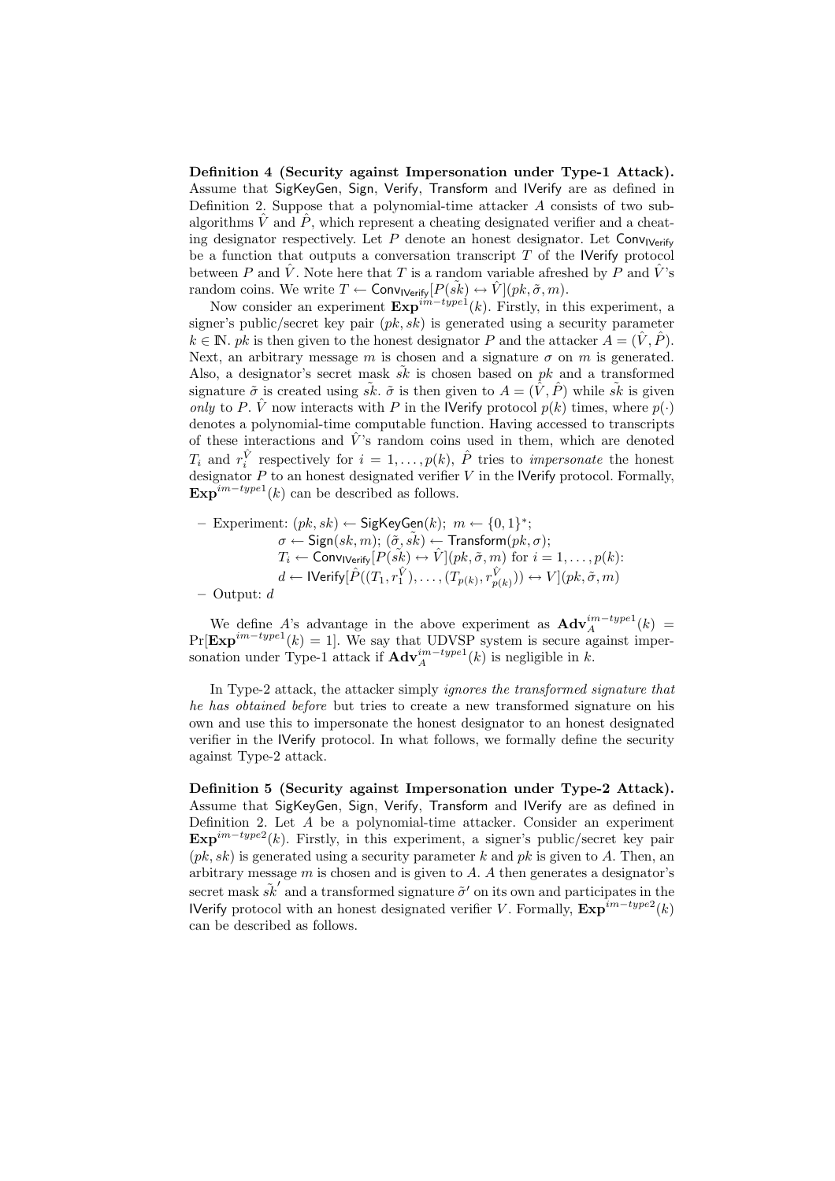**Definition 4 (Security against Impersonation under Type-1 Attack).** Assume that $\mathsf{SigKeyGen}$, $\mathsf{Sign}$, $\mathsf{Verify}$, $\mathsf{Transform}$ and $\mathsf{IVerify}$ are as defined in Definition 2. Suppose that a polynomial-time attacker $A$ consists of two sub-algorithms $\hat{V}$ and $\hat{P}$, which represent a cheating designated verifier and a cheating designator respectively. Let $P$ denote an honest designator. Let $\mathsf{Conv}_{\mathsf{IVerify}}$ be a function that outputs a conversation transcript $T$ of the $\mathsf{IVerify}$ protocol between $P$ and $\hat{V}$. Note here that $T$ is a random variable afreshed by $P$ and $\hat{V}$'s random coins. We write $T \leftarrow \mathsf{Conv}_{\mathsf{IVerify}}[P(\tilde{sk}) \leftrightarrow \hat{V}](pk, \tilde{\sigma}, m)$.

Now consider an experiment $\mathbf{Exp}^{im-type1}(k)$. Firstly, in this experiment, a signer's public/secret key pair $(pk, sk)$ is generated using a security parameter $k \in \mathbb{N}$. $pk$ is then given to the honest designator $P$ and the attacker $A = (\hat{V}, \hat{P})$. Next, an arbitrary message $m$ is chosen and a signature $\sigma$ on $m$ is generated. Also, a designator's secret mask $\tilde{sk}$ is chosen based on $pk$ and a transformed signature $\tilde{\sigma}$ is created using $\tilde{sk}$. $\tilde{\sigma}$ is then given to $A = (\hat{V}, \hat{P})$ while $\tilde{sk}$ is given *only* to $P$. $\hat{V}$ now interacts with $P$ in the $\mathsf{IVerify}$ protocol $p(k)$ times, where $p(\cdot)$ denotes a polynomial-time computable function. Having accessed to transcripts of these interactions and $\hat{V}$'s random coins used in them, which are denoted $T_i$ and $r_i^{\hat{V}}$ respectively for $i = 1, \ldots, p(k)$, $\hat{P}$ tries to *impersonate* the honest designator $P$ to an honest designated verifier $V$ in the $\mathsf{IVerify}$ protocol. Formally, $\mathbf{Exp}^{im-type1}(k)$ can be described as follows.

- Experiment: $(pk, sk) \leftarrow \mathsf{SigKeyGen}(k);\ m \leftarrow \{0,1\}^*;$
  $\sigma \leftarrow \mathsf{Sign}(sk, m);\ (\tilde{\sigma}, \tilde{sk}) \leftarrow \mathsf{Transform}(pk, \sigma);$
  $T_i \leftarrow \mathsf{Conv}_{\mathsf{IVerify}}[P(\tilde{sk}) \leftrightarrow \hat{V}](pk, \tilde{\sigma}, m)$ for $i = 1, \ldots, p(k)$:
  $d \leftarrow \mathsf{IVerify}[\hat{P}((T_1, r_1^{\hat{V}}), \ldots, (T_{p(k)}, r_{p(k)}^{\hat{V}})) \leftrightarrow V](pk, \tilde{\sigma}, m)$
- Output: $d$

We define $A$'s advantage in the above experiment as $\mathbf{Adv}_A^{im-type1}(k) = \Pr[\mathbf{Exp}^{im-type1}(k) = 1]$. We say that UDVSP system is secure against impersonation under Type-1 attack if $\mathbf{Adv}_A^{im-type1}(k)$ is negligible in $k$.

In Type-2 attack, the attacker simply *ignores the transformed signature that he has obtained before* but tries to create a new transformed signature on his own and use this to impersonate the honest designator to an honest designated verifier in the $\mathsf{IVerify}$ protocol. In what follows, we formally define the security against Type-2 attack.

**Definition 5 (Security against Impersonation under Type-2 Attack).** Assume that $\mathsf{SigKeyGen}$, $\mathsf{Sign}$, $\mathsf{Verify}$, $\mathsf{Transform}$ and $\mathsf{IVerify}$ are as defined in Definition 2. Let $A$ be a polynomial-time attacker. Consider an experiment $\mathbf{Exp}^{im-type2}(k)$. Firstly, in this experiment, a signer's public/secret key pair $(pk, sk)$ is generated using a security parameter $k$ and $pk$ is given to $A$. Then, an arbitrary message $m$ is chosen and is given to $A$. $A$ then generates a designator's secret mask $\tilde{sk}'$ and a transformed signature $\tilde{\sigma}'$ on its own and participates in the $\mathsf{IVerify}$ protocol with an honest designated verifier $V$. Formally, $\mathbf{Exp}^{im-type2}(k)$ can be described as follows.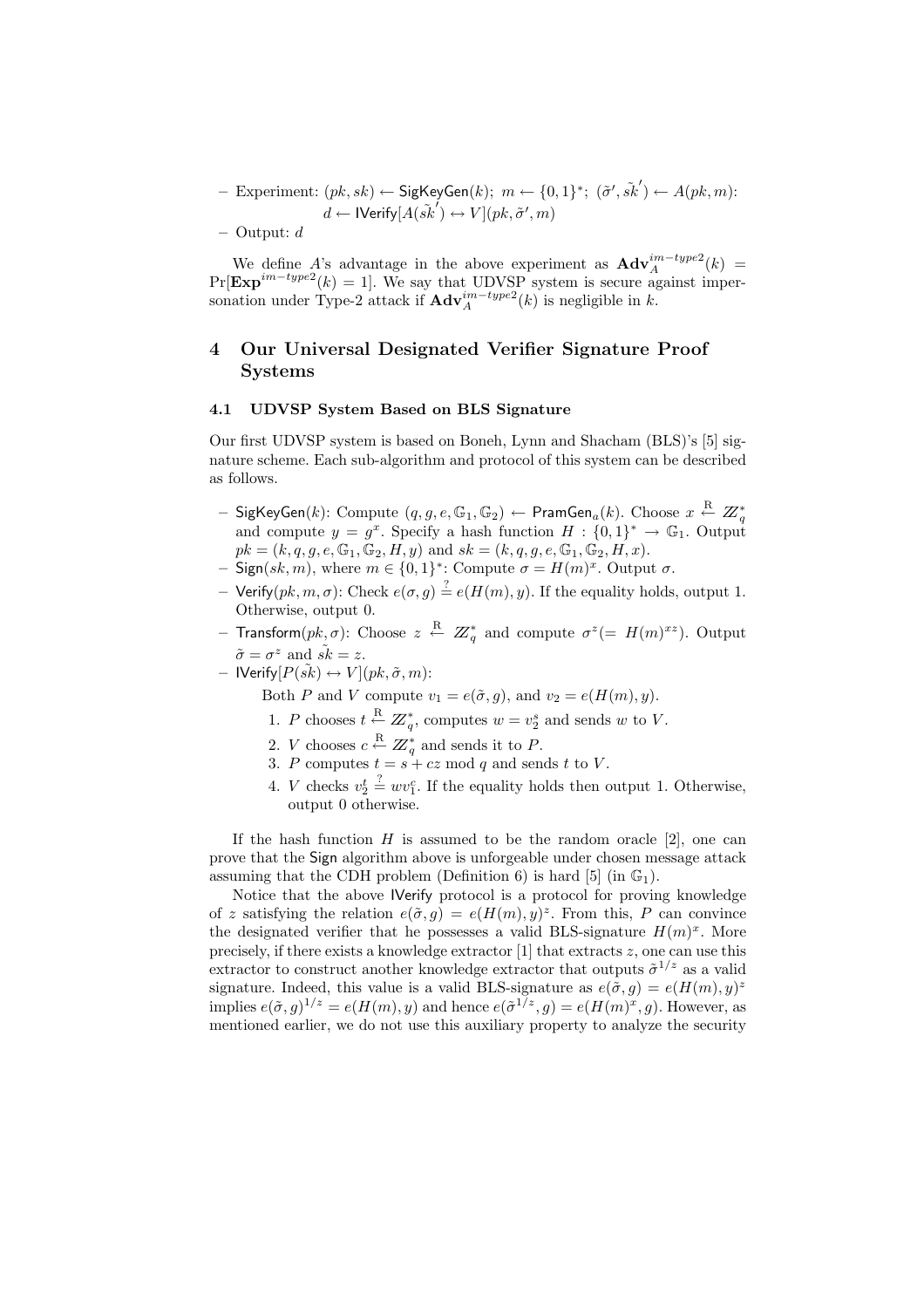– Experiment: $(pk, sk) \leftarrow \mathsf{SigKeyGen}(k);\ m \leftarrow \{0,1\}^*;\ (\tilde{\sigma}', \tilde{sk}') \leftarrow A(pk, m)$:
$d \leftarrow \mathsf{IVerify}[A(\tilde{sk}') \leftrightarrow V](pk, \tilde{\sigma}', m)$

– Output: $d$

We define $A$'s advantage in the above experiment as $\mathbf{Adv}_A^{im-type2}(k) = \Pr[\mathbf{Exp}^{im-type2}(k) = 1]$. We say that UDVSP system is secure against impersonation under Type-2 attack if $\mathbf{Adv}_A^{im-type2}(k)$ is negligible in $k$.

# 4 Our Universal Designated Verifier Signature Proof Systems

## 4.1 UDVSP System Based on BLS Signature

Our first UDVSP system is based on Boneh, Lynn and Shacham (BLS)'s [5] signature scheme. Each sub-algorithm and protocol of this system can be described as follows.

– $\mathsf{SigKeyGen}(k)$: Compute $(q, g, e, \mathbb{G}_1, \mathbb{G}_2) \leftarrow \mathsf{PramGen}_a(k)$. Choose $x \stackrel{R}{\leftarrow} \mathbb{Z}_q^*$ and compute $y = g^x$. Specify a hash function $H : \{0,1\}^* \rightarrow \mathbb{G}_1$. Output $pk = (k, q, g, e, \mathbb{G}_1, \mathbb{G}_2, H, y)$ and $sk = (k, q, g, e, \mathbb{G}_1, \mathbb{G}_2, H, x)$.

– $\mathsf{Sign}(sk, m)$, where $m \in \{0,1\}^*$: Compute $\sigma = H(m)^x$. Output $\sigma$.

– $\mathsf{Verify}(pk, m, \sigma)$: Check $e(\sigma, g) \stackrel{?}{=} e(H(m), y)$. If the equality holds, output 1. Otherwise, output 0.

– $\mathsf{Transform}(pk, \sigma)$: Choose $z \stackrel{R}{\leftarrow} \mathbb{Z}_q^*$ and compute $\sigma^z (= H(m)^{xz})$. Output $\tilde{\sigma} = \sigma^z$ and $\tilde{sk} = z$.

– $\mathsf{IVerify}[P(\tilde{sk}) \leftrightarrow V](pk, \tilde{\sigma}, m)$:

Both $P$ and $V$ compute $v_1 = e(\tilde{\sigma}, g)$, and $v_2 = e(H(m), y)$.

1. $P$ chooses $t \stackrel{R}{\leftarrow} \mathbb{Z}_q^*$, computes $w = v_2^s$ and sends $w$ to $V$.
2. $V$ chooses $c \stackrel{R}{\leftarrow} \mathbb{Z}_q^*$ and sends it to $P$.
3. $P$ computes $t = s + cz \bmod q$ and sends $t$ to $V$.
4. $V$ checks $v_2^t \stackrel{?}{=} w v_1^c$. If the equality holds then output 1. Otherwise, output 0 otherwise.

If the hash function $H$ is assumed to be the random oracle [2], one can prove that the $\mathsf{Sign}$ algorithm above is unforgeable under chosen message attack assuming that the CDH problem (Definition 6) is hard [5] (in $\mathbb{G}_1$).

Notice that the above $\mathsf{IVerify}$ protocol is a protocol for proving knowledge of $z$ satisfying the relation $e(\tilde{\sigma}, g) = e(H(m), y)^z$. From this, $P$ can convince the designated verifier that he possesses a valid BLS-signature $H(m)^x$. More precisely, if there exists a knowledge extractor [1] that extracts $z$, one can use this extractor to construct another knowledge extractor that outputs $\tilde{\sigma}^{1/z}$ as a valid signature. Indeed, this value is a valid BLS-signature as $e(\tilde{\sigma}, g) = e(H(m), y)^z$ implies $e(\tilde{\sigma}, g)^{1/z} = e(H(m), y)$ and hence $e(\tilde{\sigma}^{1/z}, g) = e(H(m)^x, g)$. However, as mentioned earlier, we do not use this auxiliary property to analyze the security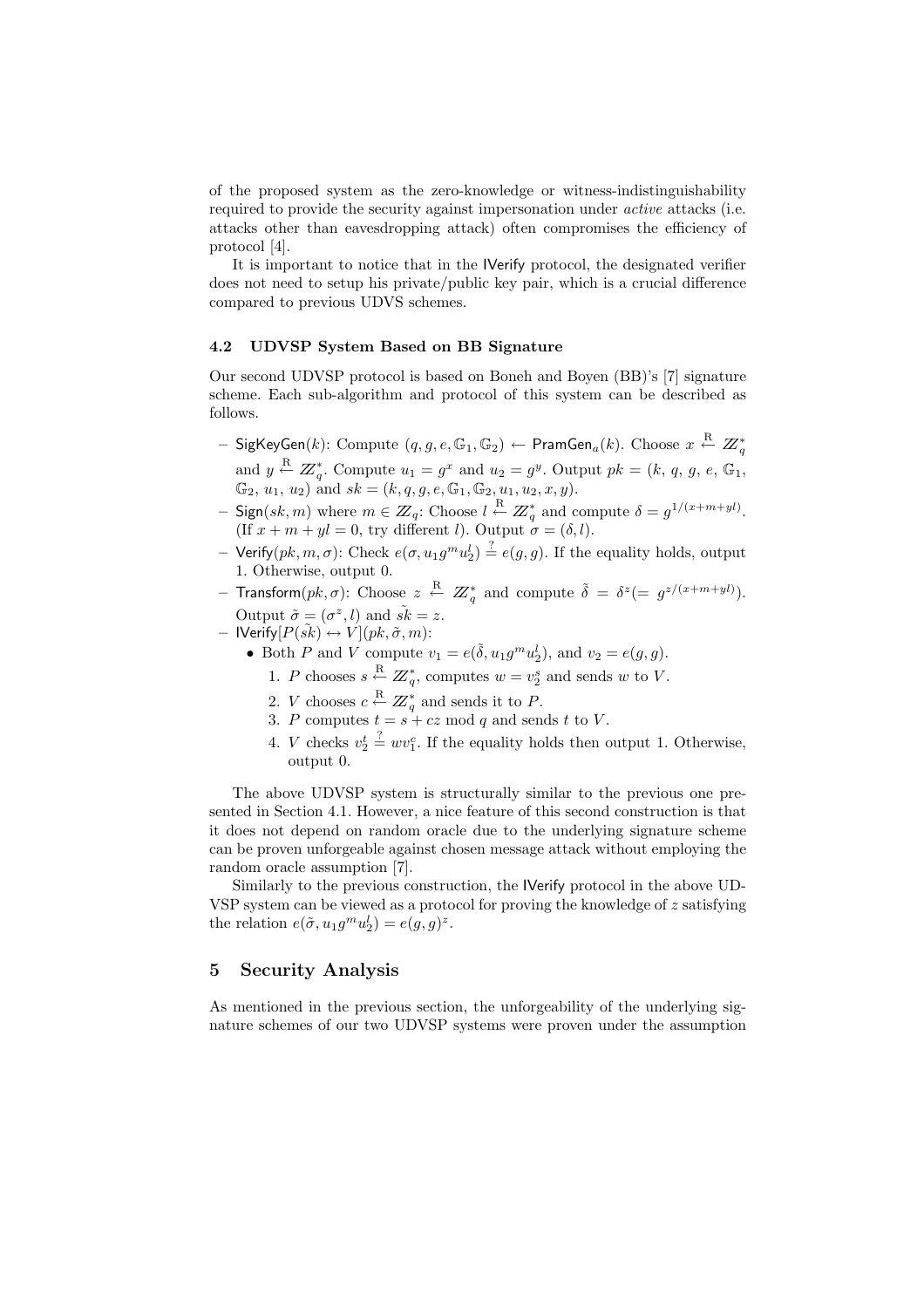of the proposed system as the zero-knowledge or witness-indistinguishability required to provide the security against impersonation under *active* attacks (i.e. attacks other than eavesdropping attack) often compromises the efficiency of protocol [4].

It is important to notice that in the IVerify protocol, the designated verifier does not need to setup his private/public key pair, which is a crucial difference compared to previous UDVS schemes.

### 4.2 UDVSP System Based on BB Signature

Our second UDVSP protocol is based on Boneh and Boyen (BB)'s [7] signature scheme. Each sub-algorithm and protocol of this system can be described as follows.

- SigKeyGen$(k)$: Compute $(q, g, e, \mathbb{G}_1, \mathbb{G}_2) \leftarrow \mathsf{PramGen}_a(k)$. Choose $x \stackrel{\text{R}}{\leftarrow} \mathbb{Z}_q^*$ and $y \stackrel{\text{R}}{\leftarrow} \mathbb{Z}_q^*$. Compute $u_1 = g^x$ and $u_2 = g^y$. Output $pk = (k, q, g, e, \mathbb{G}_1, \mathbb{G}_2, u_1, u_2)$ and $sk = (k, q, g, e, \mathbb{G}_1, \mathbb{G}_2, u_1, u_2, x, y)$.
- Sign$(sk, m)$ where $m \in \mathbb{Z}_q$: Choose $l \stackrel{\text{R}}{\leftarrow} \mathbb{Z}_q^*$ and compute $\delta = g^{1/(x+m+yl)}$. (If $x + m + yl = 0$, try different $l$). Output $\sigma = (\delta, l)$.
- Verify$(pk, m, \sigma)$: Check $e(\sigma, u_1 g^m u_2^l) \stackrel{?}{=} e(g, g)$. If the equality holds, output 1. Otherwise, output 0.
- Transform$(pk, \sigma)$: Choose $z \stackrel{\text{R}}{\leftarrow} \mathbb{Z}_q^*$ and compute $\tilde{\delta} = \delta^z (= g^{z/(x+m+yl)})$. Output $\tilde{\sigma} = (\sigma^z, l)$ and $\tilde{sk} = z$.
- IVerify$[P(\tilde{sk}) \leftrightarrow V](pk, \tilde{\sigma}, m)$:
  - Both $P$ and $V$ compute $v_1 = e(\tilde{\delta}, u_1 g^m u_2^l)$, and $v_2 = e(g, g)$.
    1. $P$ chooses $s \stackrel{\text{R}}{\leftarrow} \mathbb{Z}_q^*$, computes $w = v_2^s$ and sends $w$ to $V$.
    2. $V$ chooses $c \stackrel{\text{R}}{\leftarrow} \mathbb{Z}_q^*$ and sends it to $P$.
    3. $P$ computes $t = s + cz \bmod q$ and sends $t$ to $V$.
    4. $V$ checks $v_2^t \stackrel{?}{=} w v_1^c$. If the equality holds then output 1. Otherwise, output 0.

The above UDVSP system is structurally similar to the previous one presented in Section 4.1. However, a nice feature of this second construction is that it does not depend on random oracle due to the underlying signature scheme can be proven unforgeable against chosen message attack without employing the random oracle assumption [7].

Similarly to the previous construction, the IVerify protocol in the above UDVSP system can be viewed as a protocol for proving the knowledge of $z$ satisfying the relation $e(\tilde{\sigma}, u_1 g^m u_2^l) = e(g, g)^z$.

## 5 Security Analysis

As mentioned in the previous section, the unforgeability of the underlying signature schemes of our two UDVSP systems were proven under the assumption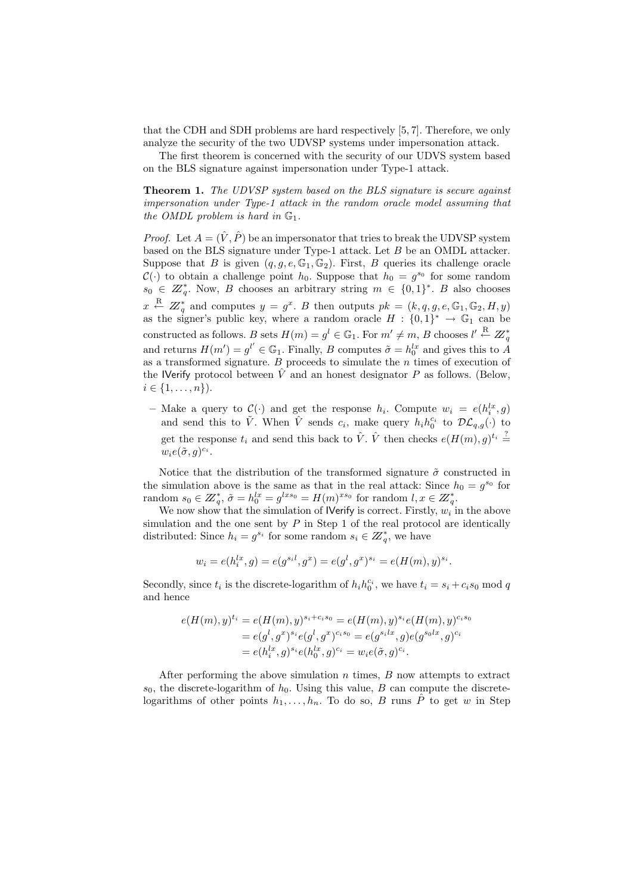that the CDH and SDH problems are hard respectively [5, 7]. Therefore, we only analyze the security of the two UDVSP systems under impersonation attack.

The first theorem is concerned with the security of our UDVS system based on the BLS signature against impersonation under Type-1 attack.

**Theorem 1.** *The UDVSP system based on the BLS signature is secure against impersonation under Type-1 attack in the random oracle model assuming that the OMDL problem is hard in $\mathbb{G}_1$.*

*Proof.* Let $A = (\hat{V}, \hat{P})$ be an impersonator that tries to break the UDVSP system based on the BLS signature under Type-1 attack. Let $B$ be an OMDL attacker. Suppose that $B$ is given $(q, g, e, \mathbb{G}_1, \mathbb{G}_2)$. First, $B$ queries its challenge oracle $\mathcal{C}(\cdot)$ to obtain a challenge point $h_0$. Suppose that $h_0 = g^{s_0}$ for some random $s_0 \in \mathbb{Z}_q^*$. Now, $B$ chooses an arbitrary string $m \in \{0,1\}^*$. $B$ also chooses $x \stackrel{\text{R}}{\leftarrow} \mathbb{Z}_q^*$ and computes $y = g^x$. $B$ then outputs $pk = (k, q, g, e, \mathbb{G}_1, \mathbb{G}_2, H, y)$ as the signer's public key, where a random oracle $H : \{0,1\}^* \to \mathbb{G}_1$ can be constructed as follows. $B$ sets $H(m) = g^l \in \mathbb{G}_1$. For $m' \neq m$, $B$ chooses $l' \stackrel{\text{R}}{\leftarrow} \mathbb{Z}_q^*$ and returns $H(m') = g^{l'} \in \mathbb{G}_1$. Finally, $B$ computes $\tilde{\sigma} = h_0^{lx}$ and gives this to $A$ as a transformed signature. $B$ proceeds to simulate the $n$ times of execution of the $\mathsf{IVerify}$ protocol between $\hat{V}$ and an honest designator $P$ as follows. (Below, $i \in \{1, \ldots, n\}$).

- Make a query to $\mathcal{C}(\cdot)$ and get the response $h_i$. Compute $w_i = e(h_i^{lx}, g)$ and send this to $\hat{V}$. When $\hat{V}$ sends $c_i$, make query $h_i h_0^{c_i}$ to $\mathcal{DL}_{q,g}(\cdot)$ to get the response $t_i$ and send this back to $\hat{V}$. $\hat{V}$ then checks $e(H(m), g)^{t_i} \stackrel{?}{=} w_i e(\tilde{\sigma}, g)^{c_i}$.

Notice that the distribution of the transformed signature $\tilde{\sigma}$ constructed in the simulation above is the same as that in the real attack: Since $h_0 = g^{s_0}$ for random $s_0 \in \mathbb{Z}_q^*$, $\tilde{\sigma} = h_0^{lx} = g^{lxs_0} = H(m)^{xs_0}$ for random $l, x \in \mathbb{Z}_q^*$.

We now show that the simulation of $\mathsf{IVerify}$ is correct. Firstly, $w_i$ in the above simulation and the one sent by $P$ in Step 1 of the real protocol are identically distributed: Since $h_i = g^{s_i}$ for some random $s_i \in \mathbb{Z}_q^*$, we have

$$w_i = e(h_i^{lx}, g) = e(g^{s_i l}, g^x) = e(g^l, g^x)^{s_i} = e(H(m), y)^{s_i}.$$

Secondly, since $t_i$ is the discrete-logarithm of $h_i h_0^{c_i}$, we have $t_i = s_i + c_i s_0 \bmod q$ and hence

$$\begin{aligned}
e(H(m), y)^{t_i} &= e(H(m), y)^{s_i + c_i s_0} = e(H(m), y)^{s_i} e(H(m), y)^{c_i s_0} \\
&= e(g^l, g^x)^{s_i} e(g^l, g^x)^{c_i s_0} = e(g^{s_i lx}, g) e(g^{s_0 lx}, g)^{c_i} \\
&= e(h_i^{lx}, g)^{s_i} e(h_0^{lx}, g)^{c_i} = w_i e(\tilde{\sigma}, g)^{c_i}.
\end{aligned}$$

After performing the above simulation $n$ times, $B$ now attempts to extract $s_0$, the discrete-logarithm of $h_0$. Using this value, $B$ can compute the discrete-logarithms of other points $h_1, \ldots, h_n$. To do so, $B$ runs $\hat{P}$ to get $w$ in Step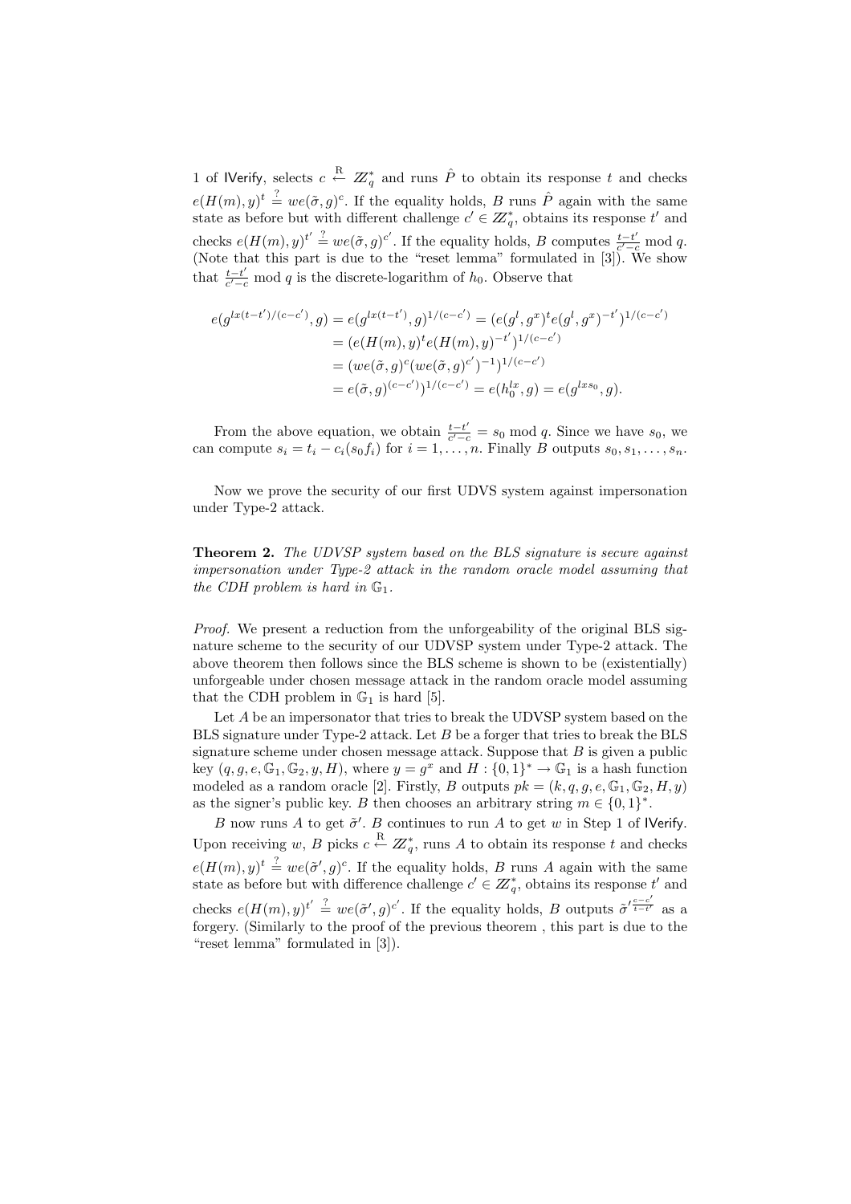1 of IVerify, selects $c \stackrel{R}{\leftarrow} \mathbb{Z}_q^*$ and runs $\hat{P}$ to obtain its response $t$ and checks $e(H(m), y)^t \stackrel{?}{=} we(\tilde{\sigma}, g)^c$. If the equality holds, $B$ runs $\hat{P}$ again with the same state as before but with different challenge $c' \in \mathbb{Z}_q^*$, obtains its response $t'$ and checks $e(H(m), y)^{t'} \stackrel{?}{=} we(\tilde{\sigma}, g)^{c'}$. If the equality holds, $B$ computes $\frac{t-t'}{c'-c} \bmod q$. (Note that this part is due to the "reset lemma" formulated in [3]). We show that $\frac{t-t'}{c'-c} \bmod q$ is the discrete-logarithm of $h_0$. Observe that

$$
\begin{aligned}
e(g^{lx(t-t')/(c-c')}, g) = e(g^{lx(t-t')}, g)^{1/(c-c')} &= (e(g^l, g^x)^t e(g^l, g^x)^{-t'})^{1/(c-c')} \\
&= (e(H(m), y)^t e(H(m), y)^{-t'})^{1/(c-c')} \\
&= (we(\tilde{\sigma}, g)^c (we(\tilde{\sigma}, g)^{c'})^{-1})^{1/(c-c')} \\
&= e(\tilde{\sigma}, g)^{(c-c')})^{1/(c-c')} = e(h_0^{lx}, g) = e(g^{lxs_0}, g).
\end{aligned}
$$

From the above equation, we obtain $\frac{t-t'}{c'-c} = s_0 \bmod q$. Since we have $s_0$, we can compute $s_i = t_i - c_i(s_0 f_i)$ for $i = 1, \ldots, n$. Finally $B$ outputs $s_0, s_1, \ldots, s_n$.

Now we prove the security of our first UDVS system against impersonation under Type-2 attack.

**Theorem 2.** *The UDVSP system based on the BLS signature is secure against impersonation under Type-2 attack in the random oracle model assuming that the CDH problem is hard in $\mathbb{G}_1$.*

*Proof.* We present a reduction from the unforgeability of the original BLS signature scheme to the security of our UDVSP system under Type-2 attack. The above theorem then follows since the BLS scheme is shown to be (existentially) unforgeable under chosen message attack in the random oracle model assuming that the CDH problem in $\mathbb{G}_1$ is hard [5].

Let $A$ be an impersonator that tries to break the UDVSP system based on the BLS signature under Type-2 attack. Let $B$ be a forger that tries to break the BLS signature scheme under chosen message attack. Suppose that $B$ is given a public key $(q, g, e, \mathbb{G}_1, \mathbb{G}_2, y, H)$, where $y = g^x$ and $H : \{0,1\}^* \to \mathbb{G}_1$ is a hash function modeled as a random oracle [2]. Firstly, $B$ outputs $pk = (k, q, g, e, \mathbb{G}_1, \mathbb{G}_2, H, y)$ as the signer's public key. $B$ then chooses an arbitrary string $m \in \{0,1\}^*$.

$B$ now runs $A$ to get $\tilde{\sigma}'$. $B$ continues to run $A$ to get $w$ in Step 1 of IVerify. Upon receiving $w$, $B$ picks $c \stackrel{R}{\leftarrow} \mathbb{Z}_q^*$, runs $A$ to obtain its response $t$ and checks $e(H(m), y)^t \stackrel{?}{=} we(\tilde{\sigma}', g)^c$. If the equality holds, $B$ runs $A$ again with the same state as before but with difference challenge $c' \in \mathbb{Z}_q^*$, obtains its response $t'$ and checks $e(H(m), y)^{t'} \stackrel{?}{=} we(\tilde{\sigma}', g)^{c'}$. If the equality holds, $B$ outputs $\tilde{\sigma}'^{\frac{c-c'}{t-t'}}$ as a forgery. (Similarly to the proof of the previous theorem , this part is due to the "reset lemma" formulated in [3]).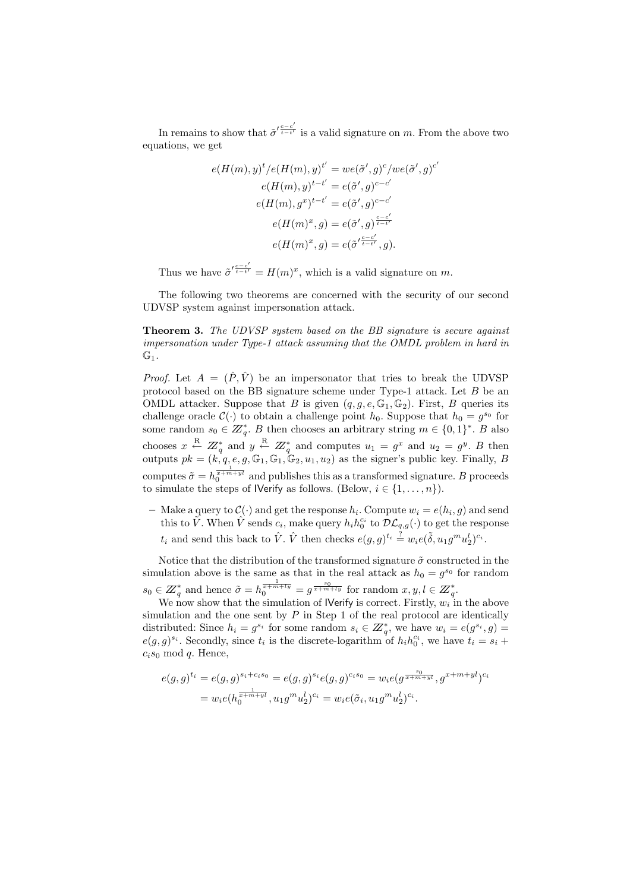In remains to show that $\tilde{\sigma}'^{\frac{c-c'}{t-t'}}$ is a valid signature on $m$. From the above two equations, we get

$$
\begin{aligned}
e(H(m), y)^{t}/e(H(m), y)^{t'} &= we(\tilde{\sigma}', g)^{c}/we(\tilde{\sigma}', g)^{c'} \\
e(H(m), y)^{t-t'} &= e(\tilde{\sigma}', g)^{c-c'} \\
e(H(m), g^{x})^{t-t'} &= e(\tilde{\sigma}', g)^{c-c'} \\
e(H(m)^{x}, g) &= e(\tilde{\sigma}', g)^{\frac{c-c'}{t-t'}} \\
e(H(m)^{x}, g) &= e(\tilde{\sigma}'^{\frac{c-c'}{t-t'}}, g).
\end{aligned}
$$

Thus we have $\tilde{\sigma}'^{\frac{c-c'}{t-t'}} = H(m)^{x}$, which is a valid signature on $m$.

The following two theorems are concerned with the security of our second UDVSP system against impersonation attack.

**Theorem 3.** *The UDVSP system based on the BB signature is secure against impersonation under Type-1 attack assuming that the OMDL problem in hard in* $\mathbb{G}_1$.

*Proof.* Let $A = (\hat{P}, \hat{V})$ be an impersonator that tries to break the UDVSP protocol based on the BB signature scheme under Type-1 attack. Let $B$ be an OMDL attacker. Suppose that $B$ is given $(q, g, e, \mathbb{G}_1, \mathbb{G}_2)$. First, $B$ queries its challenge oracle $\mathcal{C}(\cdot)$ to obtain a challenge point $h_0$. Suppose that $h_0 = g^{s_0}$ for some random $s_0 \in \mathbb{Z}_q^*$. $B$ then chooses an arbitrary string $m \in \{0,1\}^*$. $B$ also chooses $x \stackrel{R}{\leftarrow} \mathbb{Z}_q^*$ and $y \stackrel{R}{\leftarrow} \mathbb{Z}_q^*$ and computes $u_1 = g^{x}$ and $u_2 = g^{y}$. $B$ then outputs $pk = (k, q, e, g, \mathbb{G}_1, \mathbb{G}_1, \mathbb{G}_2, u_1, u_2)$ as the signer's public key. Finally, $B$ computes $\tilde{\sigma} = h_0^{\frac{1}{x+m+yl}}$ and publishes this as a transformed signature. $B$ proceeds to simulate the steps of IVerify as follows. (Below, $i \in \{1, \ldots, n\}$).

- Make a query to $\mathcal{C}(\cdot)$ and get the response $h_i$. Compute $w_i = e(h_i, g)$ and send this to $\hat{V}$. When $\hat{V}$ sends $c_i$, make query $h_i h_0^{c_i}$ to $\mathcal{DL}_{q,g}(\cdot)$ to get the response $t_i$ and send this back to $\hat{V}$. $\hat{V}$ then checks $e(g, g)^{t_i} \stackrel{?}{=} w_i e(\tilde{\delta}, u_1 g^{m} u_2^{l})^{c_i}$.

Notice that the distribution of the transformed signature $\tilde{\sigma}$ constructed in the simulation above is the same as that in the real attack as $h_0 = g^{s_0}$ for random $s_0 \in \mathbb{Z}_q^*$ and hence $\tilde{\sigma} = h_0^{\frac{1}{x+m+ly}} = g^{\frac{s_0}{x+m+ly}}$ for random $x, y, l \in \mathbb{Z}_q^*$.

We now show that the simulation of IVerify is correct. Firstly, $w_i$ in the above simulation and the one sent by $P$ in Step 1 of the real protocol are identically distributed: Since $h_i = g^{s_i}$ for some random $s_i \in \mathbb{Z}_q^*$, we have $w_i = e(g^{s_i}, g) = e(g, g)^{s_i}$. Secondly, since $t_i$ is the discrete-logarithm of $h_i h_0^{c_i}$, we have $t_i = s_i + c_i s_0 \bmod q$. Hence,

$$
\begin{aligned}
e(g, g)^{t_i} &= e(g, g)^{s_i + c_i s_0} = e(g, g)^{s_i} e(g, g)^{c_i s_0} = w_i e(g^{\frac{s_0}{x+m+yl}}, g^{x+m+yl})^{c_i} \\
&= w_i e(h_0^{\frac{1}{x+m+yl}}, u_1 g^{m} u_2^{l})^{c_i} = w_i e(\tilde{\sigma}_i, u_1 g^{m} u_2^{l})^{c_i}.
\end{aligned}
$$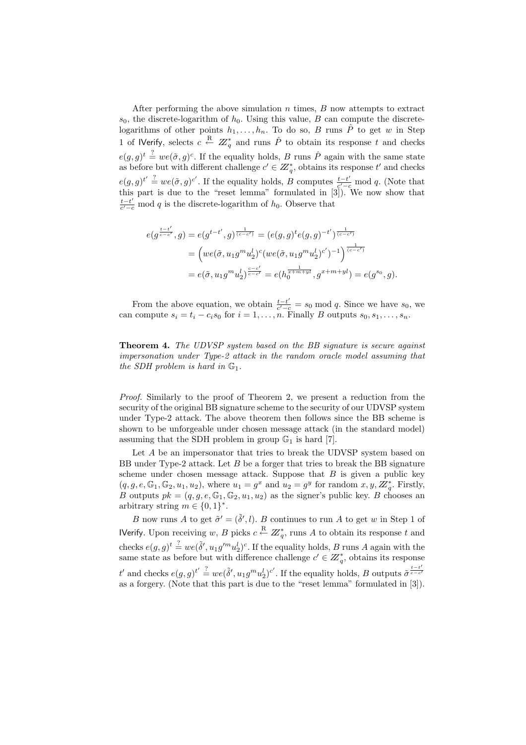After performing the above simulation $n$ times, $B$ now attempts to extract $s_0$, the discrete-logarithm of $h_0$. Using this value, $B$ can compute the discrete-logarithms of other points $h_1, \ldots, h_n$. To do so, $B$ runs $\hat{P}$ to get $w$ in Step 1 of $\mathsf{IVerify}$, selects $c \stackrel{\mathrm{R}}{\leftarrow} \mathbb{Z}_q^*$ and runs $\hat{P}$ to obtain its response $t$ and checks $e(g,g)^t \stackrel{?}{=} we(\tilde{\sigma}, g)^c$. If the equality holds, $B$ runs $\hat{P}$ again with the same state as before but with different challenge $c' \in \mathbb{Z}_q^*$, obtains its response $t'$ and checks $e(g,g)^{t'} \stackrel{?}{=} we(\tilde{\sigma}, g)^{c'}$. If the equality holds, $B$ computes $\frac{t-t'}{c'-c} \bmod q$. (Note that this part is due to the "reset lemma" formulated in [3]). We now show that $\frac{t-t'}{c'-c} \bmod q$ is the discrete-logarithm of $h_0$. Observe that

$$
\begin{aligned}
e(g^{\frac{t-t'}{c-c'}}, g) &= e(g^{t-t'}, g)^{\frac{1}{(c-c')}} = (e(g,g)^t e(g,g)^{-t'})^{\frac{1}{(c-c')}} \\
&= \left( we(\tilde{\sigma}, u_1 g^m u_2^l)^c (we(\tilde{\sigma}, u_1 g^m u_2^l)^{c'})^{-1} \right)^{\frac{1}{(c-c')}} \\
&= e(\tilde{\sigma}, u_1 g^m u_2^l)^{\frac{c-c'}{c-c'}} = e(h_0^{\frac{1}{x+m+yl}}, g^{x+m+yl}) = e(g^{s_0}, g).
\end{aligned}
$$

From the above equation, we obtain $\frac{t-t'}{c'-c} = s_0 \bmod q$. Since we have $s_0$, we can compute $s_i = t_i - c_i s_0$ for $i = 1, \ldots, n$. Finally $B$ outputs $s_0, s_1, \ldots, s_n$.

**Theorem 4.** *The UDVSP system based on the BB signature is secure against impersonation under Type-2 attack in the random oracle model assuming that the SDH problem is hard in $\mathbb{G}_1$.*

*Proof.* Similarly to the proof of Theorem 2, we present a reduction from the security of the original BB signature scheme to the security of our UDVSP system under Type-2 attack. The above theorem then follows since the BB scheme is shown to be unforgeable under chosen message attack (in the standard model) assuming that the SDH problem in group $\mathbb{G}_1$ is hard [7].

Let $A$ be an impersonator that tries to break the UDVSP system based on BB under Type-2 attack. Let $B$ be a forger that tries to break the BB signature scheme under chosen message attack. Suppose that $B$ is given a public key $(q, g, e, \mathbb{G}_1, \mathbb{G}_2, u_1, u_2)$, where $u_1 = g^x$ and $u_2 = g^y$ for random $x, y, \mathbb{Z}_q^*$. Firstly, $B$ outputs $pk = (q, g, e, \mathbb{G}_1, \mathbb{G}_2, u_1, u_2)$ as the signer's public key. $B$ chooses an arbitrary string $m \in \{0,1\}^*$.

$B$ now runs $A$ to get $\tilde{\sigma}' = (\tilde{\delta}', l)$. $B$ continues to run $A$ to get $w$ in Step 1 of $\mathsf{IVerify}$. Upon receiving $w$, $B$ picks $c \stackrel{\mathrm{R}}{\leftarrow} \mathbb{Z}_q^*$, runs $A$ to obtain its response $t$ and checks $e(g,g)^t \stackrel{?}{=} we(\tilde{\delta}', u_1 g'^m u_2^l)^c$. If the equality holds, $B$ runs $A$ again with the same state as before but with difference challenge $c' \in \mathbb{Z}_q^*$, obtains its response $t'$ and checks $e(g,g)^{t'} \stackrel{?}{=} we(\tilde{\delta}', u_1 g^m u_2^l)^{c'}$. If the equality holds, $B$ outputs $\tilde{\sigma}^{\frac{t-t'}{c-c'}}$ as a forgery. (Note that this part is due to the "reset lemma" formulated in [3]).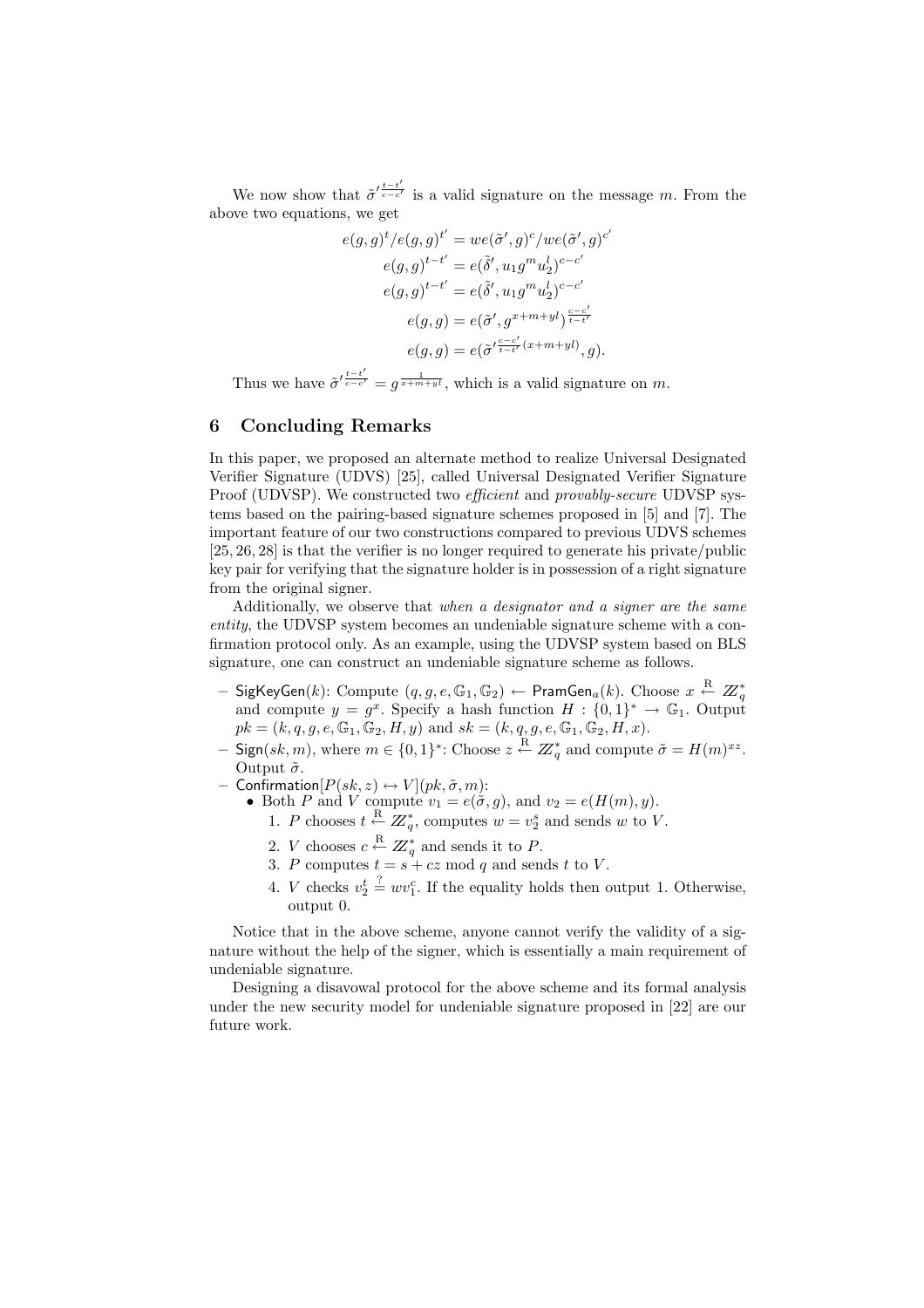We now show that $\tilde{\sigma}'^{\frac{t-t'}{c-c'}}$ is a valid signature on the message $m$. From the above two equations, we get

$$
\begin{aligned}
e(g,g)^t / e(g,g)^{t'} &= we(\tilde{\sigma}', g)^c / we(\tilde{\sigma}', g)^{c'} \\
e(g,g)^{t-t'} &= e(\tilde{\delta}', u_1 g^m u_2^l)^{c-c'} \\
e(g,g)^{t-t'} &= e(\tilde{\delta}', u_1 g^m u_2^l)^{c-c'} \\
e(g,g) &= e(\tilde{\sigma}', g^{x+m+yl})^{\frac{c-c'}{t-t'}} \\
e(g,g) &= e(\tilde{\sigma}'^{\frac{c-c'}{t-t'}(x+m+yl)}, g).
\end{aligned}
$$

Thus we have $\tilde{\sigma}'^{\frac{t-t'}{c-c'}} = g^{\frac{1}{x+m+yl}}$, which is a valid signature on $m$.

## 6 Concluding Remarks

In this paper, we proposed an alternate method to realize Universal Designated Verifier Signature (UDVS) [25], called Universal Designated Verifier Signature Proof (UDVSP). We constructed two *efficient* and *provably-secure* UDVSP systems based on the pairing-based signature schemes proposed in [5] and [7]. The important feature of our two constructions compared to previous UDVS schemes [25, 26, 28] is that the verifier is no longer required to generate his private/public key pair for verifying that the signature holder is in possession of a right signature from the original signer.

Additionally, we observe that *when a designator and a signer are the same entity*, the UDVSP system becomes an undeniable signature scheme with a confirmation protocol only. As an example, using the UDVSP system based on BLS signature, one can construct an undeniable signature scheme as follows.

- SigKeyGen($k$): Compute $(q, g, e, \mathbb{G}_1, \mathbb{G}_2) \leftarrow \mathsf{PramGen}_a(k)$. Choose $x \xleftarrow{\text{R}} \mathbb{Z}_q^*$ and compute $y = g^x$. Specify a hash function $H : \{0,1\}^* \rightarrow \mathbb{G}_1$. Output $pk = (k, q, g, e, \mathbb{G}_1, \mathbb{G}_2, H, y)$ and $sk = (k, q, g, e, \mathbb{G}_1, \mathbb{G}_2, H, x)$.
- Sign($sk, m$), where $m \in \{0,1\}^*$: Choose $z \xleftarrow{\text{R}} \mathbb{Z}_q^*$ and compute $\tilde{\sigma} = H(m)^{xz}$. Output $\tilde{\sigma}$.
- Confirmation$[P(sk, z) \leftrightarrow V](pk, \tilde{\sigma}, m)$:
  - Both $P$ and $V$ compute $v_1 = e(\tilde{\sigma}, g)$, and $v_2 = e(H(m), y)$.
    1. $P$ chooses $t \xleftarrow{\text{R}} \mathbb{Z}_q^*$, computes $w = v_2^s$ and sends $w$ to $V$.
    2. $V$ chooses $c \xleftarrow{\text{R}} \mathbb{Z}_q^*$ and sends it to $P$.
    3. $P$ computes $t = s + cz \bmod q$ and sends $t$ to $V$.
    4. $V$ checks $v_2^t \stackrel{?}{=} wv_1^c$. If the equality holds then output 1. Otherwise, output 0.

Notice that in the above scheme, anyone cannot verify the validity of a signature without the help of the signer, which is essentially a main requirement of undeniable signature.

Designing a disavowal protocol for the above scheme and its formal analysis under the new security model for undeniable signature proposed in [22] are our future work.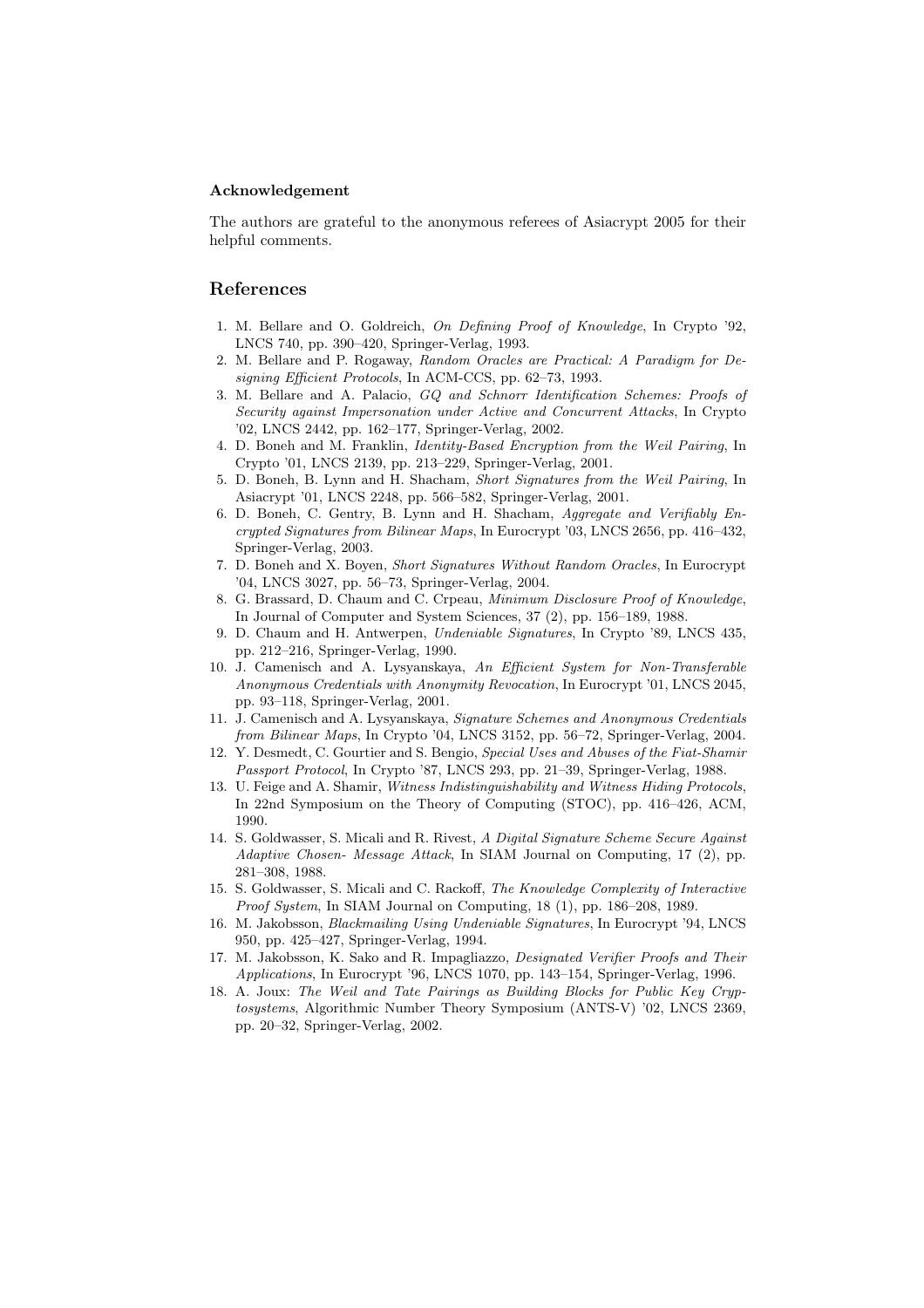**Acknowledgement**

The authors are grateful to the anonymous referees of Asiacrypt 2005 for their helpful comments.

## References

1. M. Bellare and O. Goldreich, *On Defining Proof of Knowledge*, In Crypto '92, LNCS 740, pp. 390–420, Springer-Verlag, 1993.
2. M. Bellare and P. Rogaway, *Random Oracles are Practical: A Paradigm for Designing Efficient Protocols*, In ACM-CCS, pp. 62–73, 1993.
3. M. Bellare and A. Palacio, *GQ and Schnorr Identification Schemes: Proofs of Security against Impersonation under Active and Concurrent Attacks*, In Crypto '02, LNCS 2442, pp. 162–177, Springer-Verlag, 2002.
4. D. Boneh and M. Franklin, *Identity-Based Encryption from the Weil Pairing*, In Crypto '01, LNCS 2139, pp. 213–229, Springer-Verlag, 2001.
5. D. Boneh, B. Lynn and H. Shacham, *Short Signatures from the Weil Pairing*, In Asiacrypt '01, LNCS 2248, pp. 566–582, Springer-Verlag, 2001.
6. D. Boneh, C. Gentry, B. Lynn and H. Shacham, *Aggregate and Verifiably Encrypted Signatures from Bilinear Maps*, In Eurocrypt '03, LNCS 2656, pp. 416–432, Springer-Verlag, 2003.
7. D. Boneh and X. Boyen, *Short Signatures Without Random Oracles*, In Eurocrypt '04, LNCS 3027, pp. 56–73, Springer-Verlag, 2004.
8. G. Brassard, D. Chaum and C. Crpeau, *Minimum Disclosure Proof of Knowledge*, In Journal of Computer and System Sciences, 37 (2), pp. 156–189, 1988.
9. D. Chaum and H. Antwerpen, *Undeniable Signatures*, In Crypto '89, LNCS 435, pp. 212–216, Springer-Verlag, 1990.
10. J. Camenisch and A. Lysyanskaya, *An Efficient System for Non-Transferable Anonymous Credentials with Anonymity Revocation*, In Eurocrypt '01, LNCS 2045, pp. 93–118, Springer-Verlag, 2001.
11. J. Camenisch and A. Lysyanskaya, *Signature Schemes and Anonymous Credentials from Bilinear Maps*, In Crypto '04, LNCS 3152, pp. 56–72, Springer-Verlag, 2004.
12. Y. Desmedt, C. Gourtier and S. Bengio, *Special Uses and Abuses of the Fiat-Shamir Passport Protocol*, In Crypto '87, LNCS 293, pp. 21–39, Springer-Verlag, 1988.
13. U. Feige and A. Shamir, *Witness Indistinguishability and Witness Hiding Protocols*, In 22nd Symposium on the Theory of Computing (STOC), pp. 416–426, ACM, 1990.
14. S. Goldwasser, S. Micali and R. Rivest, *A Digital Signature Scheme Secure Against Adaptive Chosen- Message Attack*, In SIAM Journal on Computing, 17 (2), pp. 281–308, 1988.
15. S. Goldwasser, S. Micali and C. Rackoff, *The Knowledge Complexity of Interactive Proof System*, In SIAM Journal on Computing, 18 (1), pp. 186–208, 1989.
16. M. Jakobsson, *Blackmailing Using Undeniable Signatures*, In Eurocrypt '94, LNCS 950, pp. 425–427, Springer-Verlag, 1994.
17. M. Jakobsson, K. Sako and R. Impagliazzo, *Designated Verifier Proofs and Their Applications*, In Eurocrypt '96, LNCS 1070, pp. 143–154, Springer-Verlag, 1996.
18. A. Joux: *The Weil and Tate Pairings as Building Blocks for Public Key Cryptosystems*, Algorithmic Number Theory Symposium (ANTS-V) '02, LNCS 2369, pp. 20–32, Springer-Verlag, 2002.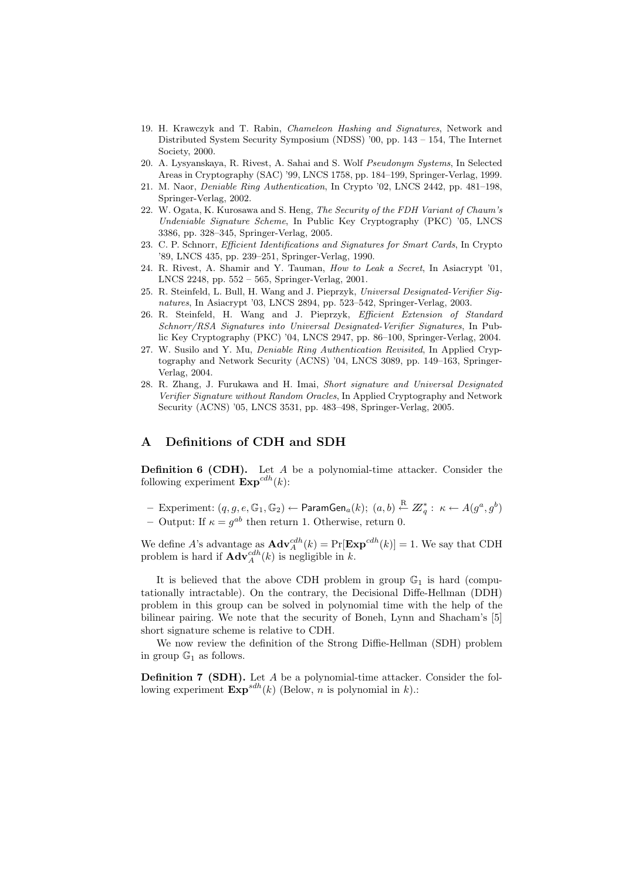19. H. Krawczyk and T. Rabin, *Chameleon Hashing and Signatures*, Network and Distributed System Security Symposium (NDSS) '00, pp. 143 – 154, The Internet Society, 2000.
20. A. Lysyanskaya, R. Rivest, A. Sahai and S. Wolf *Pseudonym Systems*, In Selected Areas in Cryptography (SAC) '99, LNCS 1758, pp. 184–199, Springer-Verlag, 1999.
21. M. Naor, *Deniable Ring Authentication*, In Crypto '02, LNCS 2442, pp. 481–198, Springer-Verlag, 2002.
22. W. Ogata, K. Kurosawa and S. Heng, *The Security of the FDH Variant of Chaum's Undeniable Signature Scheme*, In Public Key Cryptography (PKC) '05, LNCS 3386, pp. 328–345, Springer-Verlag, 2005.
23. C. P. Schnorr, *Efficient Identifications and Signatures for Smart Cards*, In Crypto '89, LNCS 435, pp. 239–251, Springer-Verlag, 1990.
24. R. Rivest, A. Shamir and Y. Tauman, *How to Leak a Secret*, In Asiacrypt '01, LNCS 2248, pp. 552 – 565, Springer-Verlag, 2001.
25. R. Steinfeld, L. Bull, H. Wang and J. Pieprzyk, *Universal Designated-Verifier Signatures*, In Asiacrypt '03, LNCS 2894, pp. 523–542, Springer-Verlag, 2003.
26. R. Steinfeld, H. Wang and J. Pieprzyk, *Efficient Extension of Standard Schnorr/RSA Signatures into Universal Designated-Verifier Signatures*, In Public Key Cryptography (PKC) '04, LNCS 2947, pp. 86–100, Springer-Verlag, 2004.
27. W. Susilo and Y. Mu, *Deniable Ring Authentication Revisited*, In Applied Cryptography and Network Security (ACNS) '04, LNCS 3089, pp. 149–163, Springer-Verlag, 2004.
28. R. Zhang, J. Furukawa and H. Imai, *Short signature and Universal Designated Verifier Signature without Random Oracles*, In Applied Cryptography and Network Security (ACNS) '05, LNCS 3531, pp. 483–498, Springer-Verlag, 2005.

## A Definitions of CDH and SDH

**Definition 6 (CDH).** Let $A$ be a polynomial-time attacker. Consider the following experiment $\mathbf{Exp}^{cdh}(k)$:

– Experiment: $(q, g, e, \mathbb{G}_1, \mathbb{G}_2) \leftarrow \mathsf{ParamGen}_a(k);\ (a, b) \stackrel{\text{R}}{\leftarrow} \mathbb{Z}_q^* :\ \kappa \leftarrow A(g^a, g^b)$

– Output: If $\kappa = g^{ab}$ then return 1. Otherwise, return 0.

We define $A$'s advantage as $\mathbf{Adv}_A^{cdh}(k) = \Pr[\mathbf{Exp}^{cdh}(k)] = 1$. We say that CDH problem is hard if $\mathbf{Adv}_A^{cdh}(k)$ is negligible in $k$.

It is believed that the above CDH problem in group $\mathbb{G}_1$ is hard (computationally intractable). On the contrary, the Decisional Diffe-Hellman (DDH) problem in this group can be solved in polynomial time with the help of the bilinear pairing. We note that the security of Boneh, Lynn and Shacham's [5] short signature scheme is relative to CDH.

We now review the definition of the Strong Diffie-Hellman (SDH) problem in group $\mathbb{G}_1$ as follows.

**Definition 7 (SDH).** Let $A$ be a polynomial-time attacker. Consider the following experiment $\mathbf{Exp}^{sdh}(k)$ (Below, $n$ is polynomial in $k$).: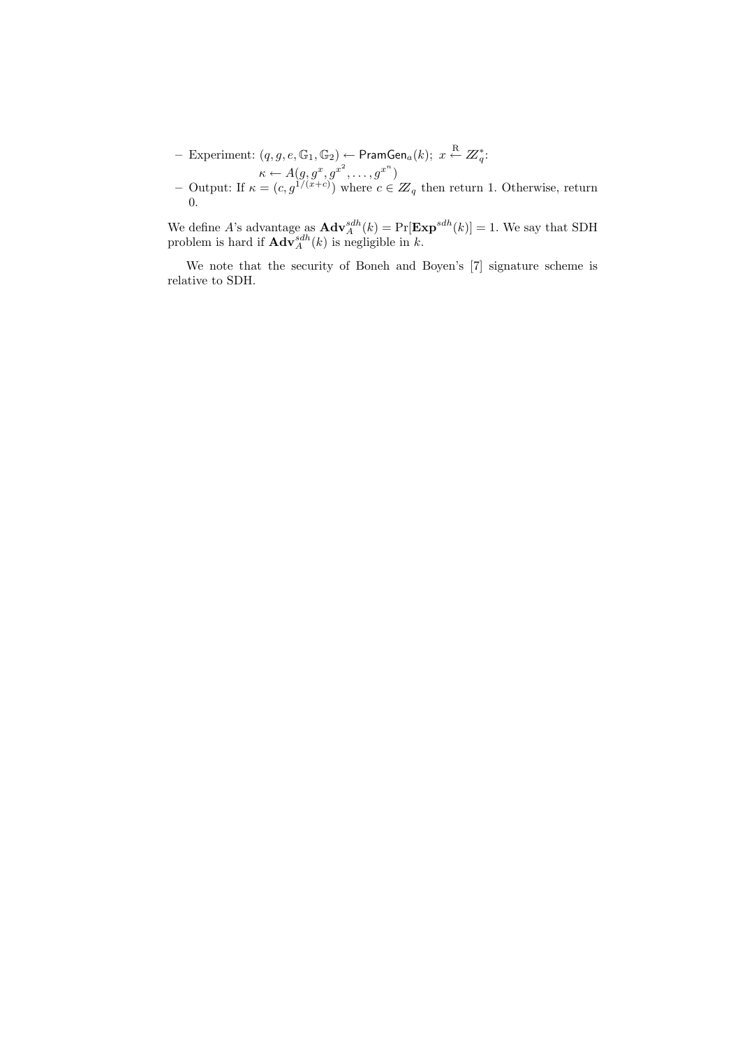– Experiment: $(q, g, e, \mathbb{G}_1, \mathbb{G}_2) \leftarrow \mathsf{PramGen}_a(k);\ x \stackrel{\text{R}}{\leftarrow} \mathbb{Z}_q^*$:
$\kappa \leftarrow A(g, g^x, g^{x^2}, \ldots, g^{x^n})$

– Output: If $\kappa = (c, g^{1/(x+c)})$ where $c \in \mathbb{Z}_q$ then return 1. Otherwise, return 0.

We define $A$'s advantage as $\mathbf{Adv}_A^{sdh}(k) = \Pr[\mathbf{Exp}^{sdh}(k)] = 1$. We say that SDH problem is hard if $\mathbf{Adv}_A^{sdh}(k)$ is negligible in $k$.

We note that the security of Boneh and Boyen's [7] signature scheme is relative to SDH.